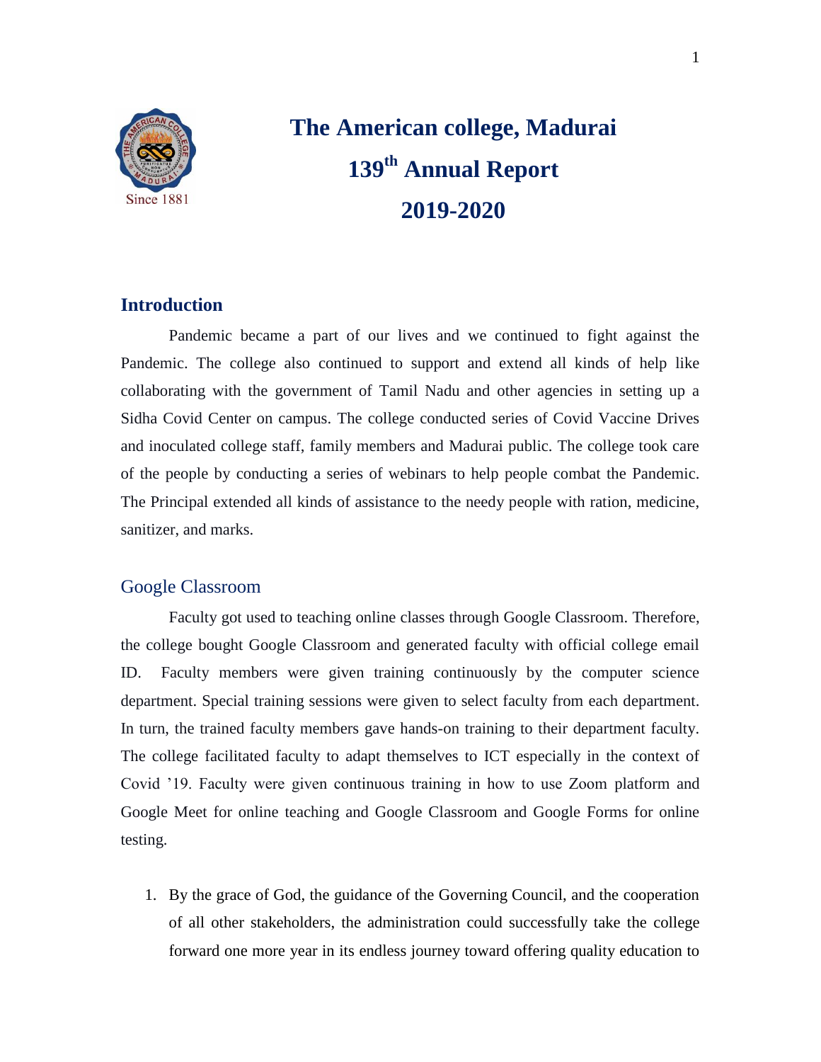# The American college, Madurai

# 139th Annual Report

# 2019-2020

## Introduction

Pandemic became a part of our lives and we continued to fight against the Pandemic. The college also continued to support and extend all kinds of help like collaborating with the government of Tamil Nadu and other agencies in setting up a Sidha Covid Center on campus. The college conducted series of Covid Vaccine Drives and inoculated college staff, family members and Madurai public. The college took care of the people by conducting a series of webinars to help people combat the Pandemic. The Principal extended all kinds of assistance to the needy people with ration, medicine, sanitizer, and marks.

### Google Classroom

Faculty got used to teaching online classes through Google Classroom. Therefore, the college bought Google Classroom and generated faculty with official college email ID. Faculty members were given training continuously by the computer science department. Special training sessions were given to select faculty from each department. In turn, the trained faculty members gave hands-on training to their department faculty. The college facilitated faculty to adapt themselves to ICT especially in the context of Covid '19. Faculty were given continuous training in how to use Zoom platform and Google Meet for online teaching and Google Classroom and Google Forms for online testing.

1. By the grace of God, the guidance of the Governing Council, and the cooperation of all other stakeholders, the administration could successfully take the college forward one more year in its endless journey toward offering quality education to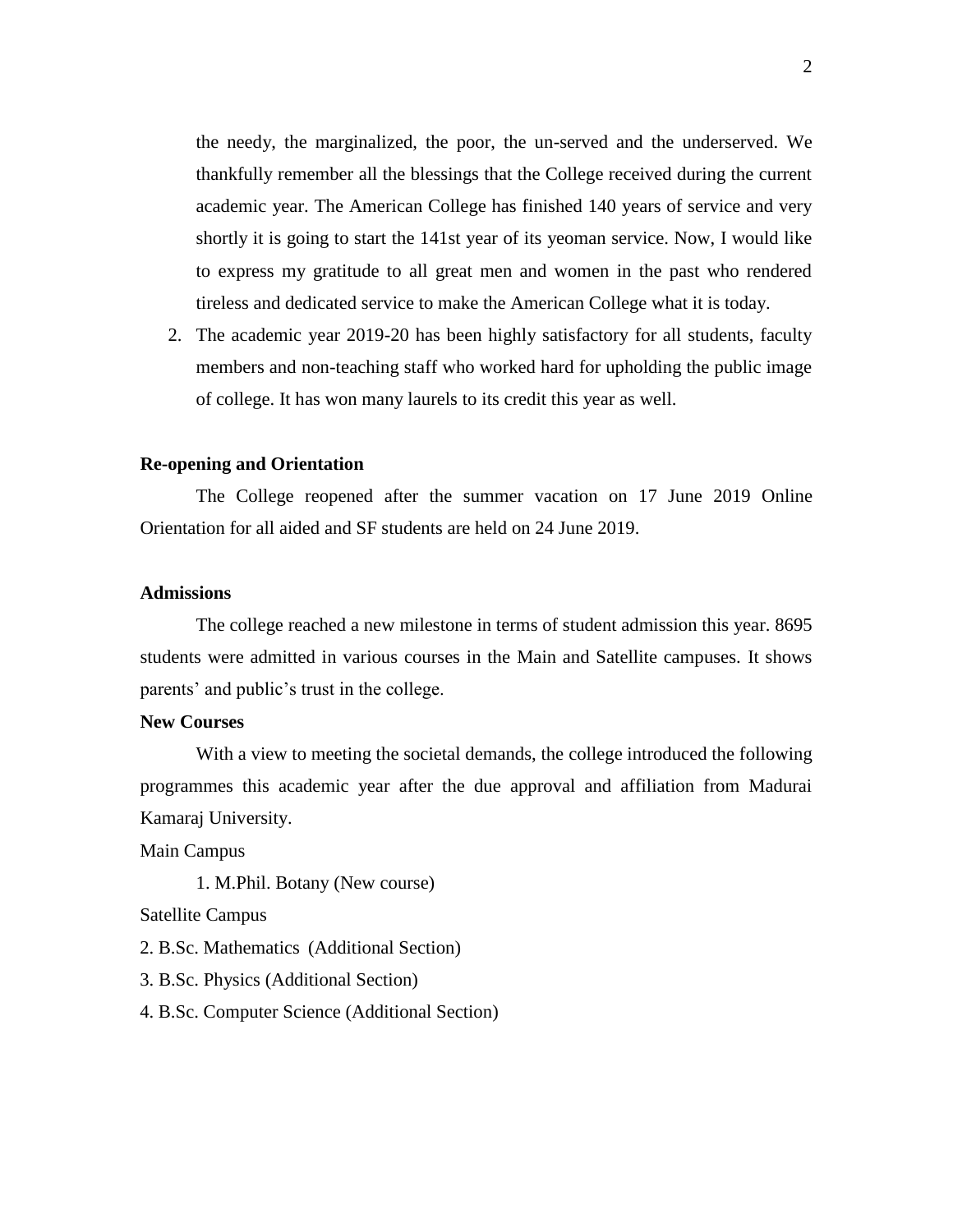the needy, the marginalized, the poor, the un-served and the underserved. We thankfully remember all the blessings that the College received during the current academic year. The American College has finished 140 years of service and very shortly it is going to start the 141st year of its yeoman service. Now, I would like to express my gratitude to all great men and women in the past who rendered tireless and dedicated service to make the American College what it is today.

2. The academic year 2019-20 has been highly satisfactory for all students, faculty members and non-teaching staff who worked hard for upholding the public image of college. It has won many laurels to its credit this year as well.

**Re-opening and Orientation**

The College reopened after the summer vacation on 17 June 2019 Online Orientation for all aided and SF students are held on 24 June 2019.

**Admissions**

The college reached a new milestone in terms of student admission this year. 8695 students were admitted in various courses in the Main and Satellite campuses. It shows parents' and public's trust in the college.

**New Courses**

With a view to meeting the societal demands, the college introduced the following programmes this academic year after the due approval and affiliation from Madurai Kamaraj University.

Main Campus

1. M.Phil. Botany (New course)

Satellite Campus

2. B.Sc. Mathematics (Additional Section)
3. B.Sc. Physics (Additional Section)
4. B.Sc. Computer Science (Additional Section)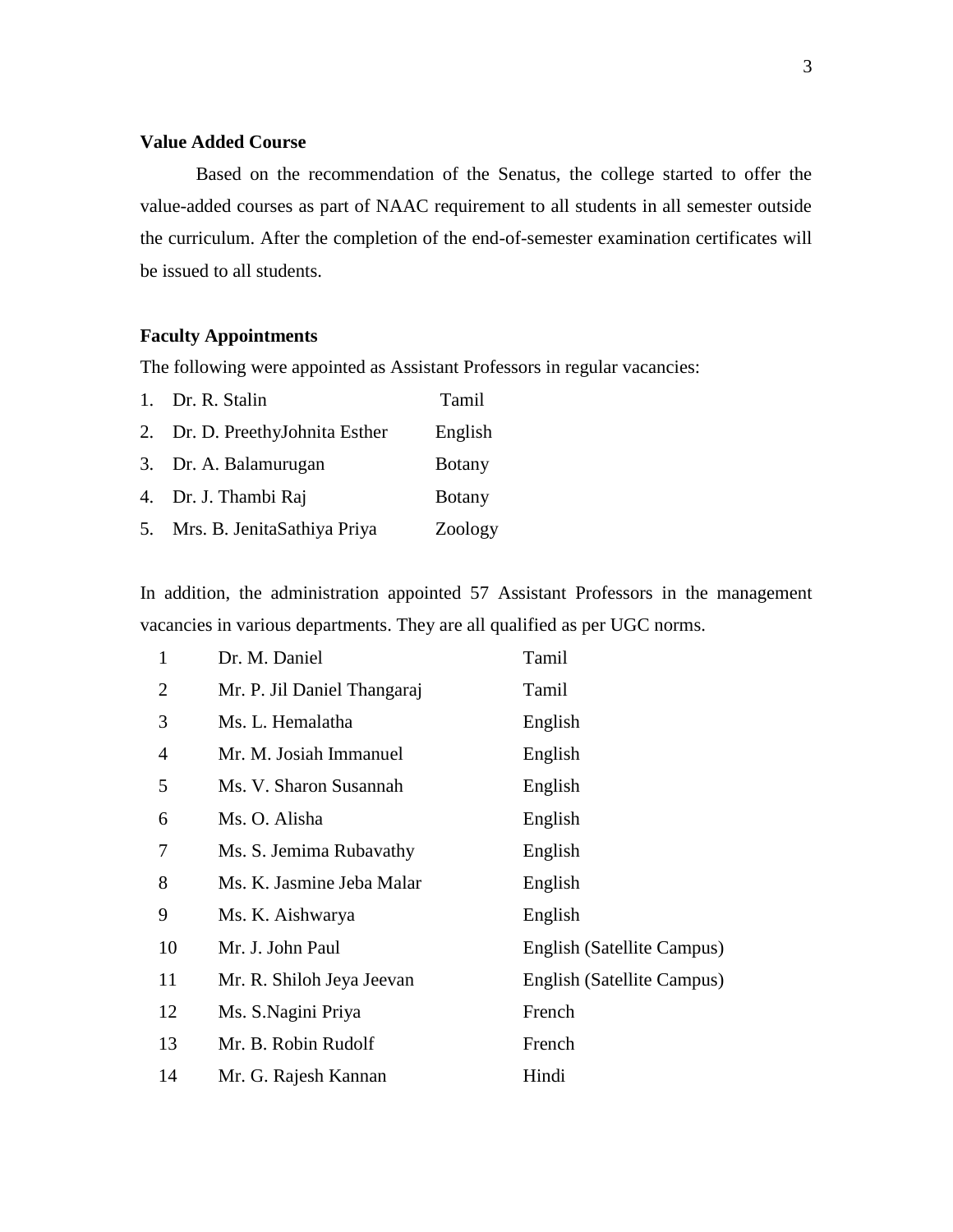**Value Added Course**

Based on the recommendation of the Senatus, the college started to offer the value-added courses as part of NAAC requirement to all students in all semester outside the curriculum. After the completion of the end-of-semester examination certificates will be issued to all students.

**Faculty Appointments**

The following were appointed as Assistant Professors in regular vacancies:

1. Dr. R. Stalin — Tamil
2. Dr. D. PreethyJohnita Esther — English
3. Dr. A. Balamurugan — Botany
4. Dr. J. Thambi Raj — Botany
5. Mrs. B. JenitaSathiya Priya — Zoology

In addition, the administration appointed 57 Assistant Professors in the management vacancies in various departments. They are all qualified as per UGC norms.

| | | |
|---|---|---|
| 1 | Dr. M. Daniel | Tamil |
| 2 | Mr. P. Jil Daniel Thangaraj | Tamil |
| 3 | Ms. L. Hemalatha | English |
| 4 | Mr. M. Josiah Immanuel | English |
| 5 | Ms. V. Sharon Susannah | English |
| 6 | Ms. O. Alisha | English |
| 7 | Ms. S. Jemima Rubavathy | English |
| 8 | Ms. K. Jasmine Jeba Malar | English |
| 9 | Ms. K. Aishwarya | English |
| 10 | Mr. J. John Paul | English (Satellite Campus) |
| 11 | Mr. R. Shiloh Jeya Jeevan | English (Satellite Campus) |
| 12 | Ms. S.Nagini Priya | French |
| 13 | Mr. B. Robin Rudolf | French |
| 14 | Mr. G. Rajesh Kannan | Hindi |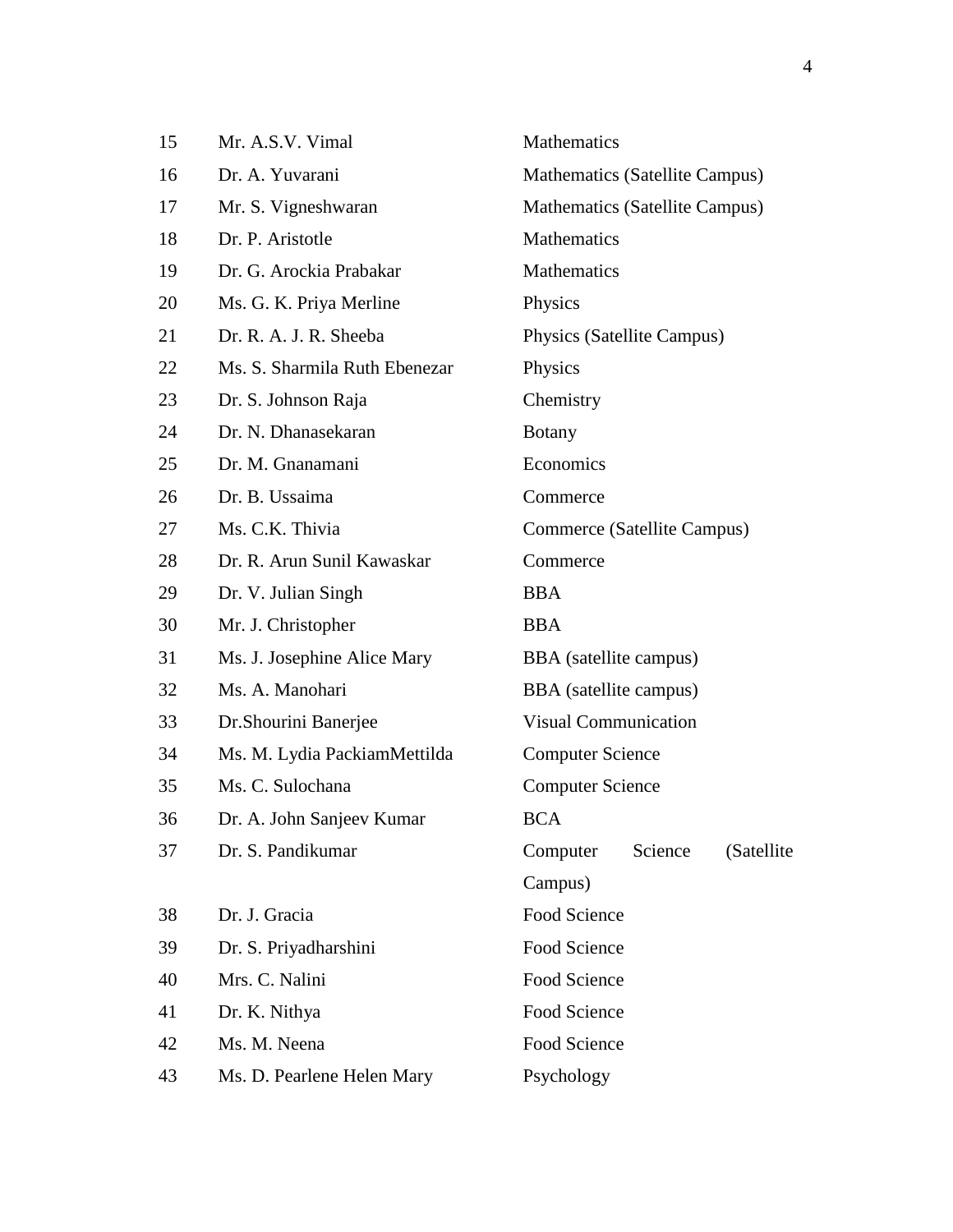| | | |
|---|---|---|
| 15 | Mr. A.S.V. Vimal | Mathematics |
| 16 | Dr. A. Yuvarani | Mathematics (Satellite Campus) |
| 17 | Mr. S. Vigneshwaran | Mathematics (Satellite Campus) |
| 18 | Dr. P. Aristotle | Mathematics |
| 19 | Dr. G. Arockia Prabakar | Mathematics |
| 20 | Ms. G. K. Priya Merline | Physics |
| 21 | Dr. R. A. J. R. Sheeba | Physics (Satellite Campus) |
| 22 | Ms. S. Sharmila Ruth Ebenezar | Physics |
| 23 | Dr. S. Johnson Raja | Chemistry |
| 24 | Dr. N. Dhanasekaran | Botany |
| 25 | Dr. M. Gnanamani | Economics |
| 26 | Dr. B. Ussaima | Commerce |
| 27 | Ms. C.K. Thivia | Commerce (Satellite Campus) |
| 28 | Dr. R. Arun Sunil Kawaskar | Commerce |
| 29 | Dr. V. Julian Singh | BBA |
| 30 | Mr. J. Christopher | BBA |
| 31 | Ms. J. Josephine Alice Mary | BBA (satellite campus) |
| 32 | Ms. A. Manohari | BBA (satellite campus) |
| 33 | Dr.Shourini Banerjee | Visual Communication |
| 34 | Ms. M. Lydia PackiamMettilda | Computer Science |
| 35 | Ms. C. Sulochana | Computer Science |
| 36 | Dr. A. John Sanjeev Kumar | BCA |
| 37 | Dr. S. Pandikumar | Computer Science (Satellite Campus) |
| 38 | Dr. J. Gracia | Food Science |
| 39 | Dr. S. Priyadharshini | Food Science |
| 40 | Mrs. C. Nalini | Food Science |
| 41 | Dr. K. Nithya | Food Science |
| 42 | Ms. M. Neena | Food Science |
| 43 | Ms. D. Pearlene Helen Mary | Psychology |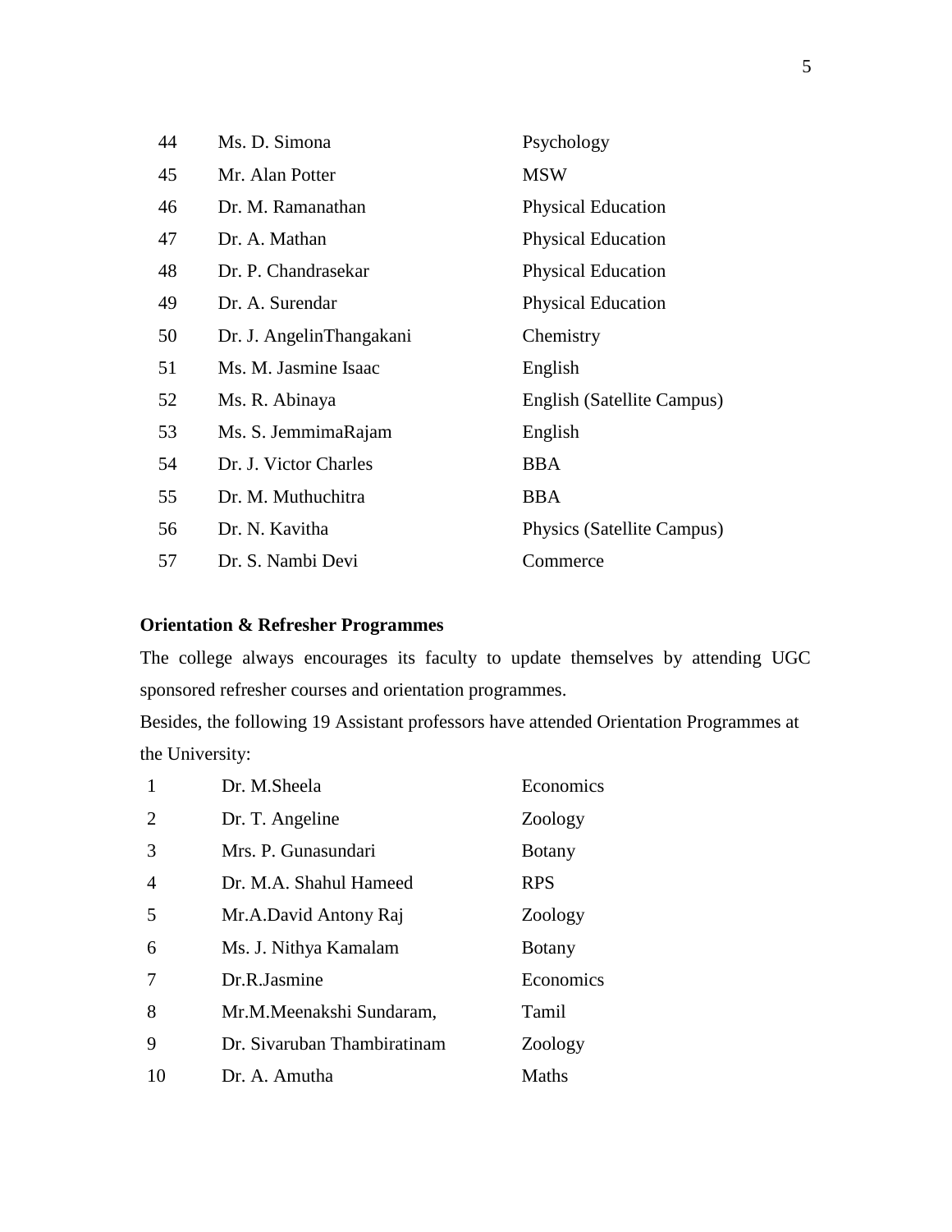| | | |
|---|---|---|
| 44 | Ms. D. Simona | Psychology |
| 45 | Mr. Alan Potter | MSW |
| 46 | Dr. M. Ramanathan | Physical Education |
| 47 | Dr. A. Mathan | Physical Education |
| 48 | Dr. P. Chandrasekar | Physical Education |
| 49 | Dr. A. Surendar | Physical Education |
| 50 | Dr. J. AngelinThangakani | Chemistry |
| 51 | Ms. M. Jasmine Isaac | English |
| 52 | Ms. R. Abinaya | English (Satellite Campus) |
| 53 | Ms. S. JemmimaRajam | English |
| 54 | Dr. J. Victor Charles | BBA |
| 55 | Dr. M. Muthuchitra | BBA |
| 56 | Dr. N. Kavitha | Physics (Satellite Campus) |
| 57 | Dr. S. Nambi Devi | Commerce |

**Orientation & Refresher Programmes**

The college always encourages its faculty to update themselves by attending UGC sponsored refresher courses and orientation programmes.

Besides, the following 19 Assistant professors have attended Orientation Programmes at the University:

| | | |
|---|---|---|
| 1 | Dr. M.Sheela | Economics |
| 2 | Dr. T. Angeline | Zoology |
| 3 | Mrs. P. Gunasundari | Botany |
| 4 | Dr. M.A. Shahul Hameed | RPS |
| 5 | Mr.A.David Antony Raj | Zoology |
| 6 | Ms. J. Nithya Kamalam | Botany |
| 7 | Dr.R.Jasmine | Economics |
| 8 | Mr.M.Meenakshi Sundaram, | Tamil |
| 9 | Dr. Sivaruban Thambiratinam | Zoology |
| 10 | Dr. A. Amutha | Maths |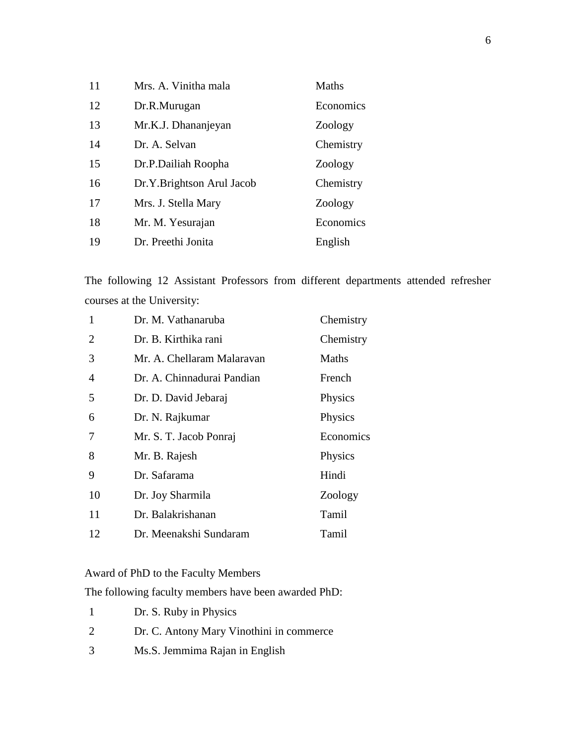| | | |
|---|---|---|
| 11 | Mrs. A. Vinitha mala | Maths |
| 12 | Dr.R.Murugan | Economics |
| 13 | Mr.K.J. Dhananjeyan | Zoology |
| 14 | Dr. A. Selvan | Chemistry |
| 15 | Dr.P.Dailiah Roopha | Zoology |
| 16 | Dr.Y.Brightson Arul Jacob | Chemistry |
| 17 | Mrs. J. Stella Mary | Zoology |
| 18 | Mr. M. Yesurajan | Economics |
| 19 | Dr. Preethi Jonita | English |

The following 12 Assistant Professors from different departments attended refresher courses at the University:

| | | |
|---|---|---|
| 1 | Dr. M. Vathanaruba | Chemistry |
| 2 | Dr. B. Kirthika rani | Chemistry |
| 3 | Mr. A. Chellaram Malaravan | Maths |
| 4 | Dr. A. Chinnadurai Pandian | French |
| 5 | Dr. D. David Jebaraj | Physics |
| 6 | Dr. N. Rajkumar | Physics |
| 7 | Mr. S. T. Jacob Ponraj | Economics |
| 8 | Mr. B. Rajesh | Physics |
| 9 | Dr. Safarama | Hindi |
| 10 | Dr. Joy Sharmila | Zoology |
| 11 | Dr. Balakrishanan | Tamil |
| 12 | Dr. Meenakshi Sundaram | Tamil |

Award of PhD to the Faculty Members

The following faculty members have been awarded PhD:

1. Dr. S. Ruby in Physics
2. Dr. C. Antony Mary Vinothini in commerce
3. Ms.S. Jemmima Rajan in English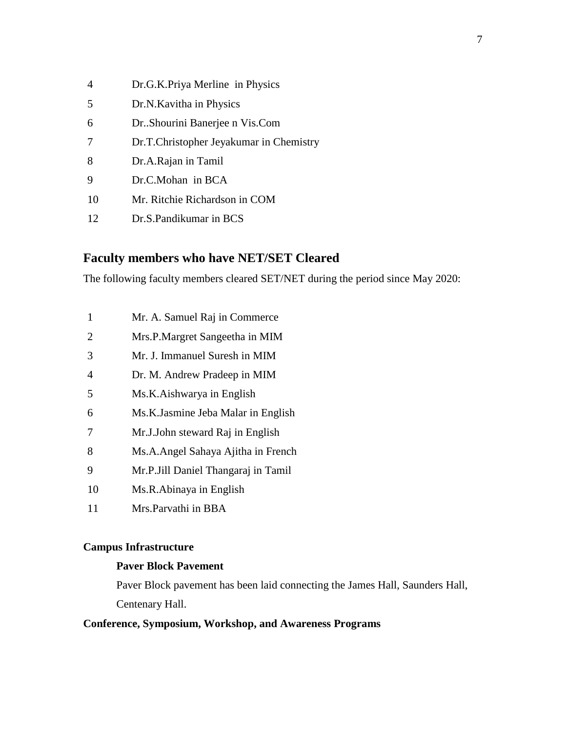4 Dr.G.K.Priya Merline in Physics

5 Dr.N.Kavitha in Physics

6 Dr..Shourini Banerjee n Vis.Com

7 Dr.T.Christopher Jeyakumar in Chemistry

8 Dr.A.Rajan in Tamil

9 Dr.C.Mohan in BCA

10 Mr. Ritchie Richardson in COM

12 Dr.S.Pandikumar in BCS

## Faculty members who have NET/SET Cleared

The following faculty members cleared SET/NET during the period since May 2020:

1 Mr. A. Samuel Raj in Commerce

2 Mrs.P.Margret Sangeetha in MIM

3 Mr. J. Immanuel Suresh in MIM

4 Dr. M. Andrew Pradeep in MIM

5 Ms.K.Aishwarya in English

6 Ms.K.Jasmine Jeba Malar in English

7 Mr.J.John steward Raj in English

8 Ms.A.Angel Sahaya Ajitha in French

9 Mr.P.Jill Daniel Thangaraj in Tamil

10 Ms.R.Abinaya in English

11 Mrs.Parvathi in BBA

**Campus Infrastructure**

**Paver Block Pavement**

Paver Block pavement has been laid connecting the James Hall, Saunders Hall, Centenary Hall.

**Conference, Symposium, Workshop, and Awareness Programs**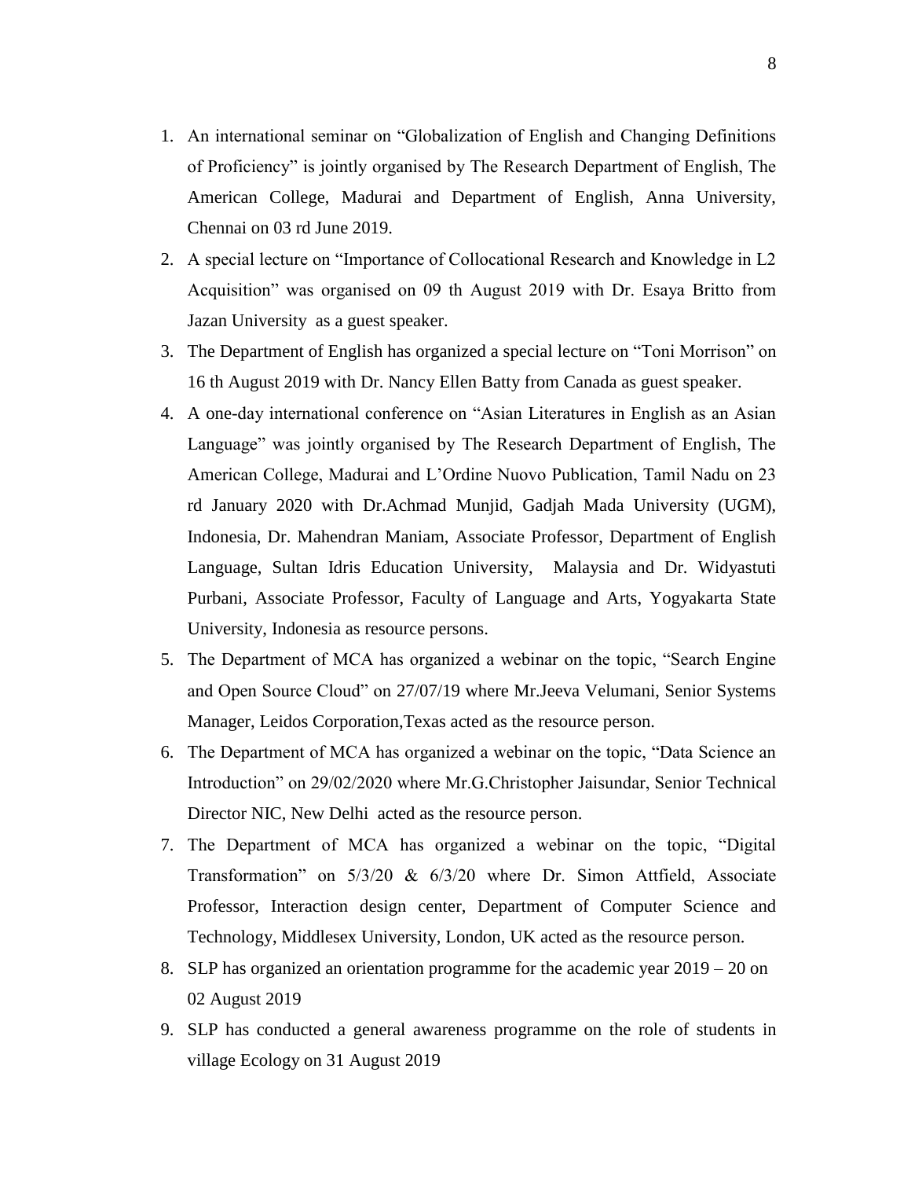1. An international seminar on "Globalization of English and Changing Definitions of Proficiency" is jointly organised by The Research Department of English, The American College, Madurai and Department of English, Anna University, Chennai on 03 rd June 2019.
2. A special lecture on "Importance of Collocational Research and Knowledge in L2 Acquisition" was organised on 09 th August 2019 with Dr. Esaya Britto from Jazan University as a guest speaker.
3. The Department of English has organized a special lecture on "Toni Morrison" on 16 th August 2019 with Dr. Nancy Ellen Batty from Canada as guest speaker.
4. A one-day international conference on "Asian Literatures in English as an Asian Language" was jointly organised by The Research Department of English, The American College, Madurai and L'Ordine Nuovo Publication, Tamil Nadu on 23 rd January 2020 with Dr.Achmad Munjid, Gadjah Mada University (UGM), Indonesia, Dr. Mahendran Maniam, Associate Professor, Department of English Language, Sultan Idris Education University, Malaysia and Dr. Widyastuti Purbani, Associate Professor, Faculty of Language and Arts, Yogyakarta State University, Indonesia as resource persons.
5. The Department of MCA has organized a webinar on the topic, "Search Engine and Open Source Cloud" on 27/07/19 where Mr.Jeeva Velumani, Senior Systems Manager, Leidos Corporation,Texas acted as the resource person.
6. The Department of MCA has organized a webinar on the topic, "Data Science an Introduction" on 29/02/2020 where Mr.G.Christopher Jaisundar, Senior Technical Director NIC, New Delhi acted as the resource person.
7. The Department of MCA has organized a webinar on the topic, "Digital Transformation" on 5/3/20 & 6/3/20 where Dr. Simon Attfield, Associate Professor, Interaction design center, Department of Computer Science and Technology, Middlesex University, London, UK acted as the resource person.
8. SLP has organized an orientation programme for the academic year 2019 – 20 on 02 August 2019
9. SLP has conducted a general awareness programme on the role of students in village Ecology on 31 August 2019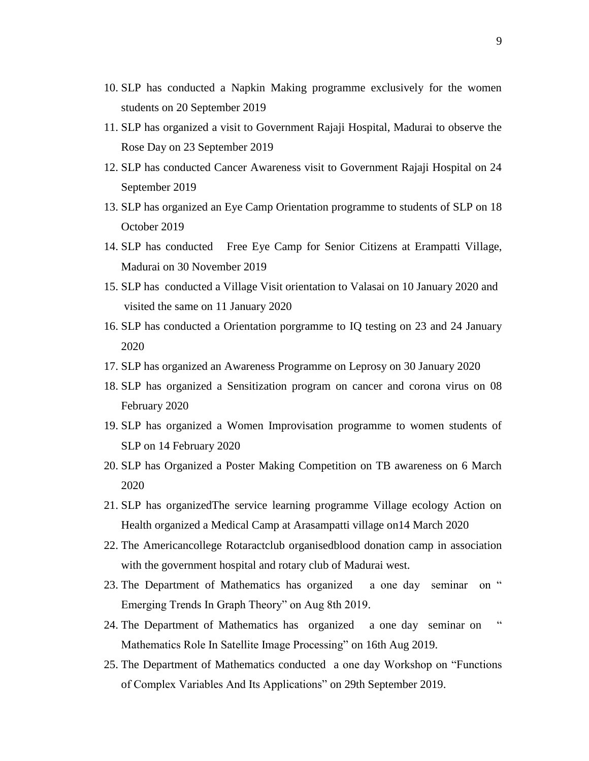10. SLP has conducted a Napkin Making programme exclusively for the women students on 20 September 2019
11. SLP has organized a visit to Government Rajaji Hospital, Madurai to observe the Rose Day on 23 September 2019
12. SLP has conducted Cancer Awareness visit to Government Rajaji Hospital on 24 September 2019
13. SLP has organized an Eye Camp Orientation programme to students of SLP on 18 October 2019
14. SLP has conducted Free Eye Camp for Senior Citizens at Erampatti Village, Madurai on 30 November 2019
15. SLP has conducted a Village Visit orientation to Valasai on 10 January 2020 and visited the same on 11 January 2020
16. SLP has conducted a Orientation porgramme to IQ testing on 23 and 24 January 2020
17. SLP has organized an Awareness Programme on Leprosy on 30 January 2020
18. SLP has organized a Sensitization program on cancer and corona virus on 08 February 2020
19. SLP has organized a Women Improvisation programme to women students of SLP on 14 February 2020
20. SLP has Organized a Poster Making Competition on TB awareness on 6 March 2020
21. SLP has organizedThe service learning programme Village ecology Action on Health organized a Medical Camp at Arasampatti village on14 March 2020
22. The Americancollege Rotaractclub organisedblood donation camp in association with the government hospital and rotary club of Madurai west.
23. The Department of Mathematics has organized a one day seminar on " Emerging Trends In Graph Theory" on Aug 8th 2019.
24. The Department of Mathematics has organized a one day seminar on " Mathematics Role In Satellite Image Processing" on 16th Aug 2019.
25. The Department of Mathematics conducted a one day Workshop on "Functions of Complex Variables And Its Applications" on 29th September 2019.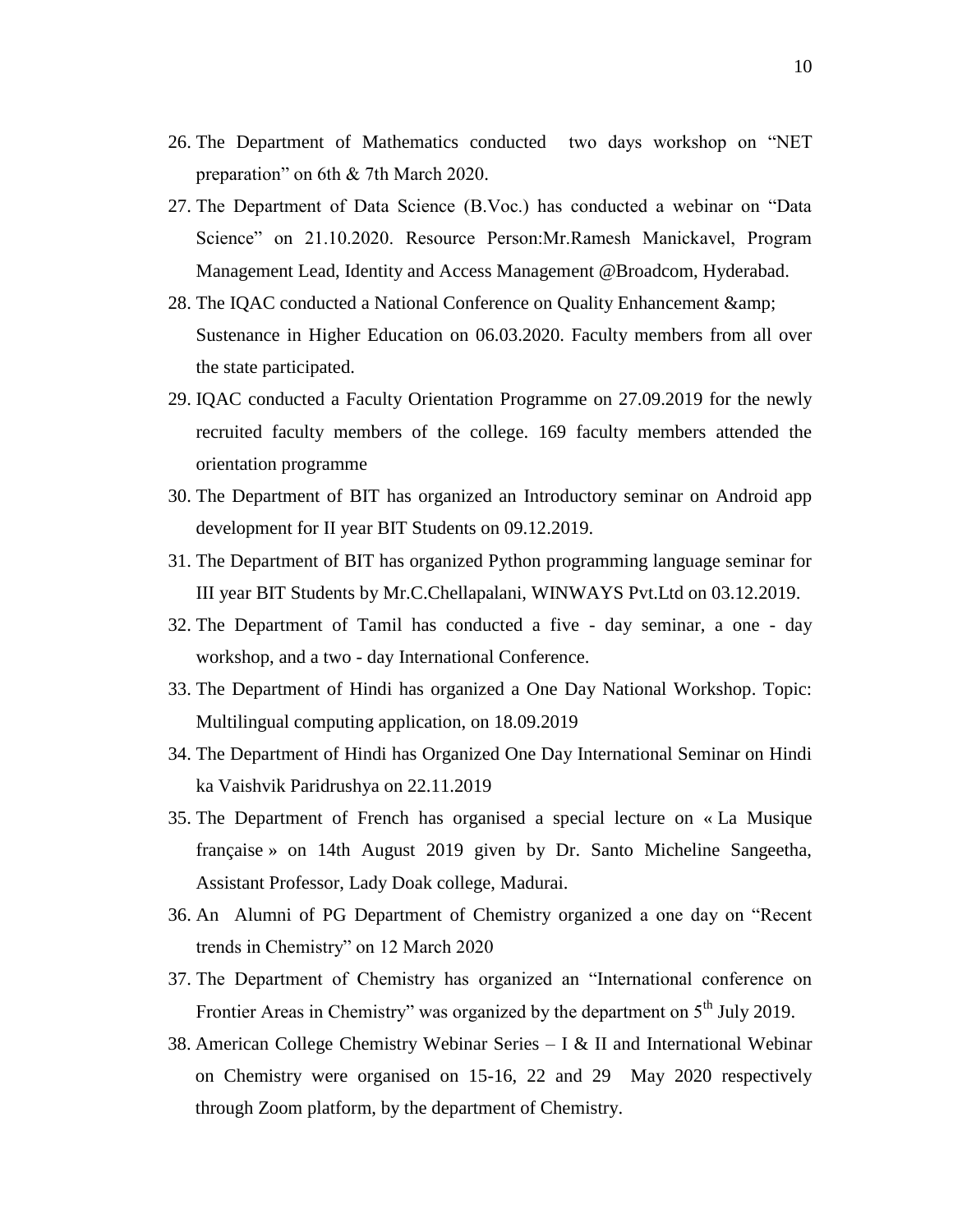26. The Department of Mathematics conducted two days workshop on “NET preparation” on 6th & 7th March 2020.
27. The Department of Data Science (B.Voc.) has conducted a webinar on “Data Science” on 21.10.2020. Resource Person:Mr.Ramesh Manickavel, Program Management Lead, Identity and Access Management @Broadcom, Hyderabad.
28. The IQAC conducted a National Conference on Quality Enhancement &amp; Sustenance in Higher Education on 06.03.2020. Faculty members from all over the state participated.
29. IQAC conducted a Faculty Orientation Programme on 27.09.2019 for the newly recruited faculty members of the college. 169 faculty members attended the orientation programme
30. The Department of BIT has organized an Introductory seminar on Android app development for II year BIT Students on 09.12.2019.
31. The Department of BIT has organized Python programming language seminar for III year BIT Students by Mr.C.Chellapalani, WINWAYS Pvt.Ltd on 03.12.2019.
32. The Department of Tamil has conducted a five - day seminar, a one - day workshop, and a two - day International Conference.
33. The Department of Hindi has organized a One Day National Workshop. Topic: Multilingual computing application, on 18.09.2019
34. The Department of Hindi has Organized One Day International Seminar on Hindi ka Vaishvik Paridrushya on 22.11.2019
35. The Department of French has organised a special lecture on « La Musique française » on 14th August 2019 given by Dr. Santo Micheline Sangeetha, Assistant Professor, Lady Doak college, Madurai.
36. An Alumni of PG Department of Chemistry organized a one day on “Recent trends in Chemistry” on 12 March 2020
37. The Department of Chemistry has organized an “International conference on Frontier Areas in Chemistry” was organized by the department on 5th July 2019.
38. American College Chemistry Webinar Series – I & II and International Webinar on Chemistry were organised on 15-16, 22 and 29 May 2020 respectively through Zoom platform, by the department of Chemistry.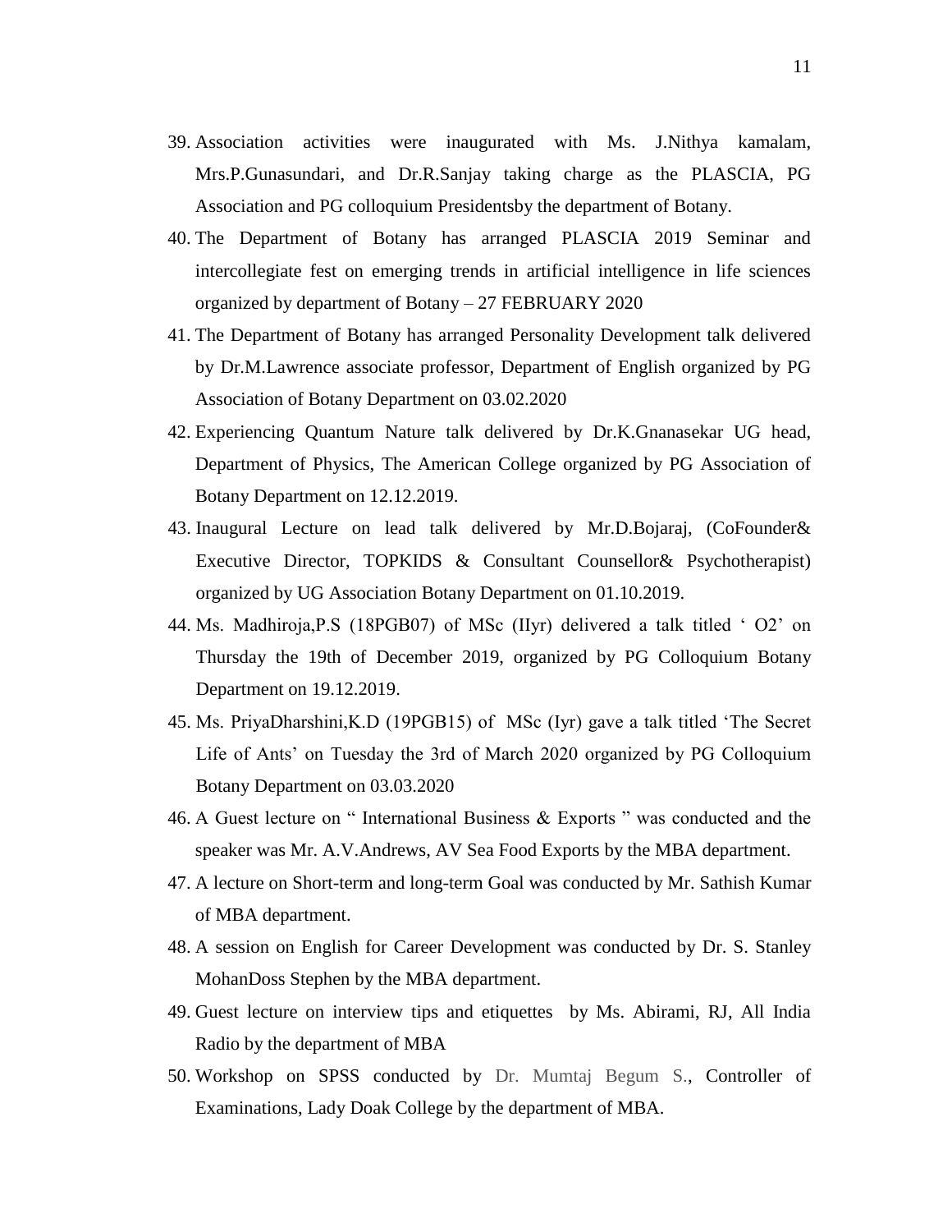39. Association activities were inaugurated with Ms. J.Nithya kamalam, Mrs.P.Gunasundari, and Dr.R.Sanjay taking charge as the PLASCIA, PG Association and PG colloquium Presidentsby the department of Botany.
40. The Department of Botany has arranged PLASCIA 2019 Seminar and intercollegiate fest on emerging trends in artificial intelligence in life sciences organized by department of Botany – 27 FEBRUARY 2020
41. The Department of Botany has arranged Personality Development talk delivered by Dr.M.Lawrence associate professor, Department of English organized by PG Association of Botany Department on 03.02.2020
42. Experiencing Quantum Nature talk delivered by Dr.K.Gnanasekar UG head, Department of Physics, The American College organized by PG Association of Botany Department on 12.12.2019.
43. Inaugural Lecture on lead talk delivered by Mr.D.Bojaraj, (CoFounder& Executive Director, TOPKIDS & Consultant Counsellor& Psychotherapist) organized by UG Association Botany Department on 01.10.2019.
44. Ms. Madhiroja,P.S (18PGB07) of MSc (IIyr) delivered a talk titled ' O2' on Thursday the 19th of December 2019, organized by PG Colloquium Botany Department on 19.12.2019.
45. Ms. PriyaDharshini,K.D (19PGB15) of MSc (Iyr) gave a talk titled 'The Secret Life of Ants' on Tuesday the 3rd of March 2020 organized by PG Colloquium Botany Department on 03.03.2020
46. A Guest lecture on " International Business & Exports " was conducted and the speaker was Mr. A.V.Andrews, AV Sea Food Exports by the MBA department.
47. A lecture on Short-term and long-term Goal was conducted by Mr. Sathish Kumar of MBA department.
48. A session on English for Career Development was conducted by Dr. S. Stanley MohanDoss Stephen by the MBA department.
49. Guest lecture on interview tips and etiquettes by Ms. Abirami, RJ, All India Radio by the department of MBA
50. Workshop on SPSS conducted by Dr. Mumtaj Begum S., Controller of Examinations, Lady Doak College by the department of MBA.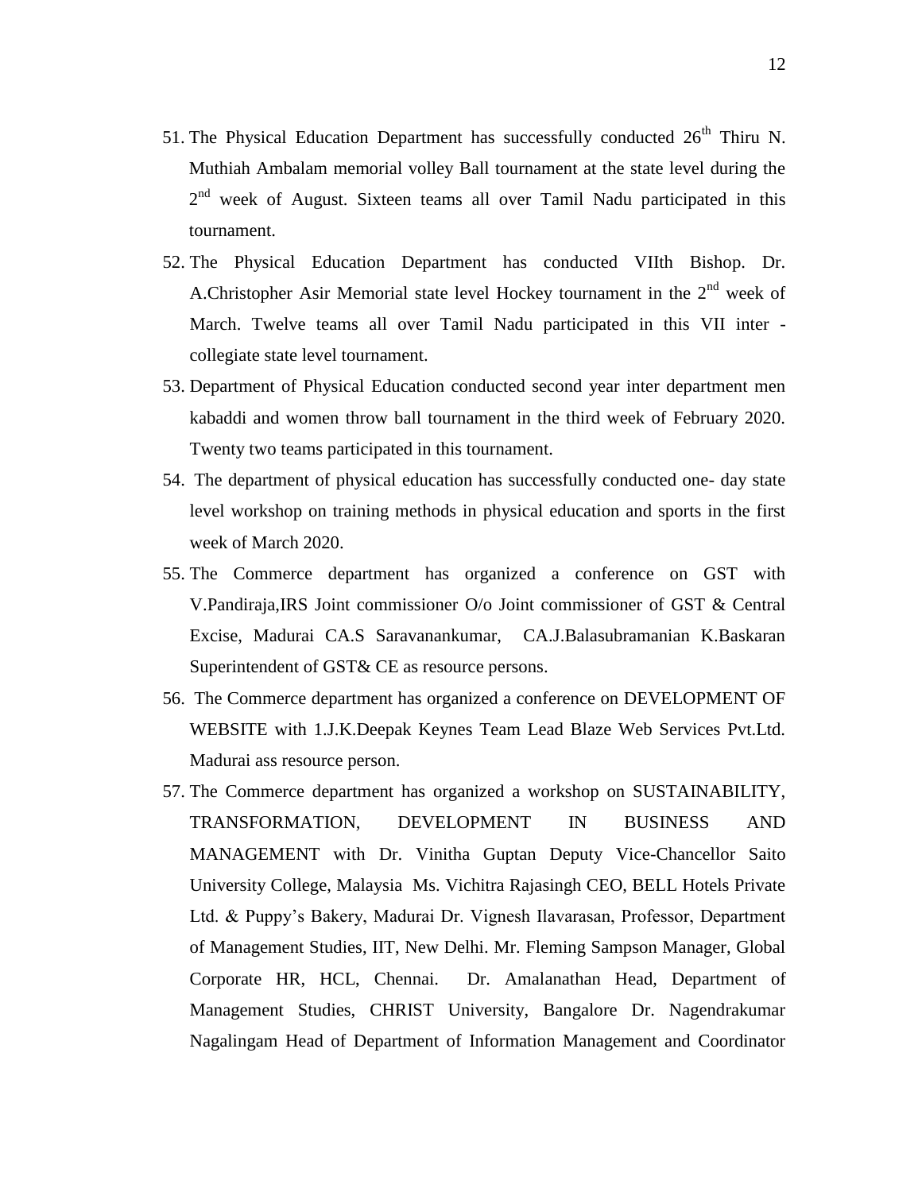51. The Physical Education Department has successfully conducted 26th Thiru N. Muthiah Ambalam memorial volley Ball tournament at the state level during the 2nd week of August. Sixteen teams all over Tamil Nadu participated in this tournament.
52. The Physical Education Department has conducted VIIth Bishop. Dr. A.Christopher Asir Memorial state level Hockey tournament in the 2nd week of March. Twelve teams all over Tamil Nadu participated in this VII inter - collegiate state level tournament.
53. Department of Physical Education conducted second year inter department men kabaddi and women throw ball tournament in the third week of February 2020. Twenty two teams participated in this tournament.
54. The department of physical education has successfully conducted one- day state level workshop on training methods in physical education and sports in the first week of March 2020.
55. The Commerce department has organized a conference on GST with V.Pandiraja,IRS Joint commissioner O/o Joint commissioner of GST & Central Excise, Madurai CA.S Saravanankumar, CA.J.Balasubramanian K.Baskaran Superintendent of GST& CE as resource persons.
56. The Commerce department has organized a conference on DEVELOPMENT OF WEBSITE with 1.J.K.Deepak Keynes Team Lead Blaze Web Services Pvt.Ltd. Madurai ass resource person.
57. The Commerce department has organized a workshop on SUSTAINABILITY, TRANSFORMATION, DEVELOPMENT IN BUSINESS AND MANAGEMENT with Dr. Vinitha Guptan Deputy Vice-Chancellor Saito University College, Malaysia Ms. Vichitra Rajasingh CEO, BELL Hotels Private Ltd. & Puppy's Bakery, Madurai Dr. Vignesh Ilavarasan, Professor, Department of Management Studies, IIT, New Delhi. Mr. Fleming Sampson Manager, Global Corporate HR, HCL, Chennai. Dr. Amalanathan Head, Department of Management Studies, CHRIST University, Bangalore Dr. Nagendrakumar Nagalingam Head of Department of Information Management and Coordinator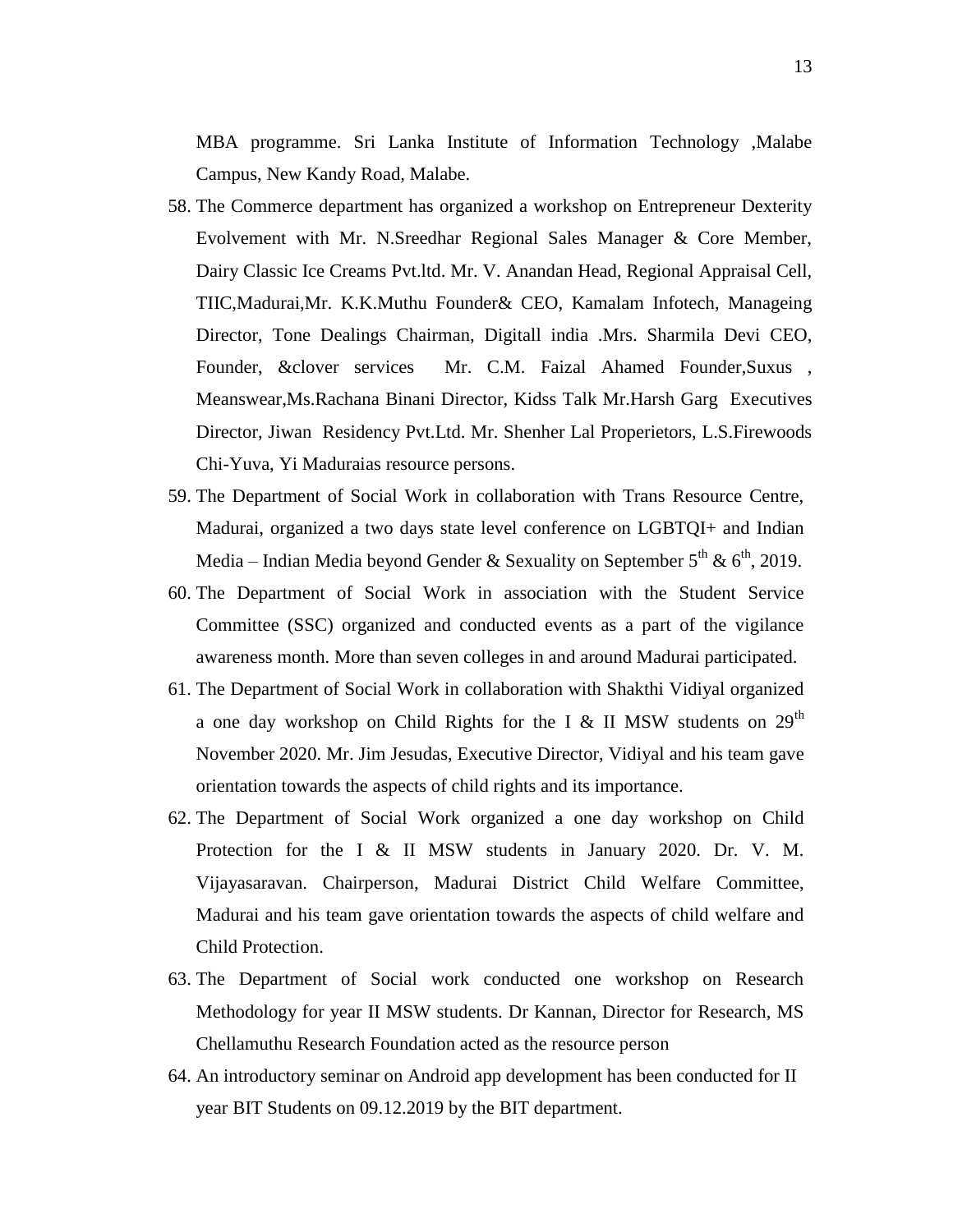MBA programme. Sri Lanka Institute of Information Technology ,Malabe Campus, New Kandy Road, Malabe.

58. The Commerce department has organized a workshop on Entrepreneur Dexterity Evolvement with Mr. N.Sreedhar Regional Sales Manager & Core Member, Dairy Classic Ice Creams Pvt.ltd. Mr. V. Anandan Head, Regional Appraisal Cell, TIIC,Madurai,Mr. K.K.Muthu Founder& CEO, Kamalam Infotech, Manageing Director, Tone Dealings Chairman, Digitall india .Mrs. Sharmila Devi CEO, Founder, &clover services Mr. C.M. Faizal Ahamed Founder,Suxus , Meanswear,Ms.Rachana Binani Director, Kidss Talk Mr.Harsh Garg Executives Director, Jiwan Residency Pvt.Ltd. Mr. Shenher Lal Properietors, L.S.Firewoods Chi-Yuva, Yi Maduraias resource persons.
59. The Department of Social Work in collaboration with Trans Resource Centre, Madurai, organized a two days state level conference on LGBTQI+ and Indian Media – Indian Media beyond Gender & Sexuality on September 5th & 6th, 2019.
60. The Department of Social Work in association with the Student Service Committee (SSC) organized and conducted events as a part of the vigilance awareness month. More than seven colleges in and around Madurai participated.
61. The Department of Social Work in collaboration with Shakthi Vidiyal organized a one day workshop on Child Rights for the I & II MSW students on 29th November 2020. Mr. Jim Jesudas, Executive Director, Vidiyal and his team gave orientation towards the aspects of child rights and its importance.
62. The Department of Social Work organized a one day workshop on Child Protection for the I & II MSW students in January 2020. Dr. V. M. Vijayasaravan. Chairperson, Madurai District Child Welfare Committee, Madurai and his team gave orientation towards the aspects of child welfare and Child Protection.
63. The Department of Social work conducted one workshop on Research Methodology for year II MSW students. Dr Kannan, Director for Research, MS Chellamuthu Research Foundation acted as the resource person
64. An introductory seminar on Android app development has been conducted for II year BIT Students on 09.12.2019 by the BIT department.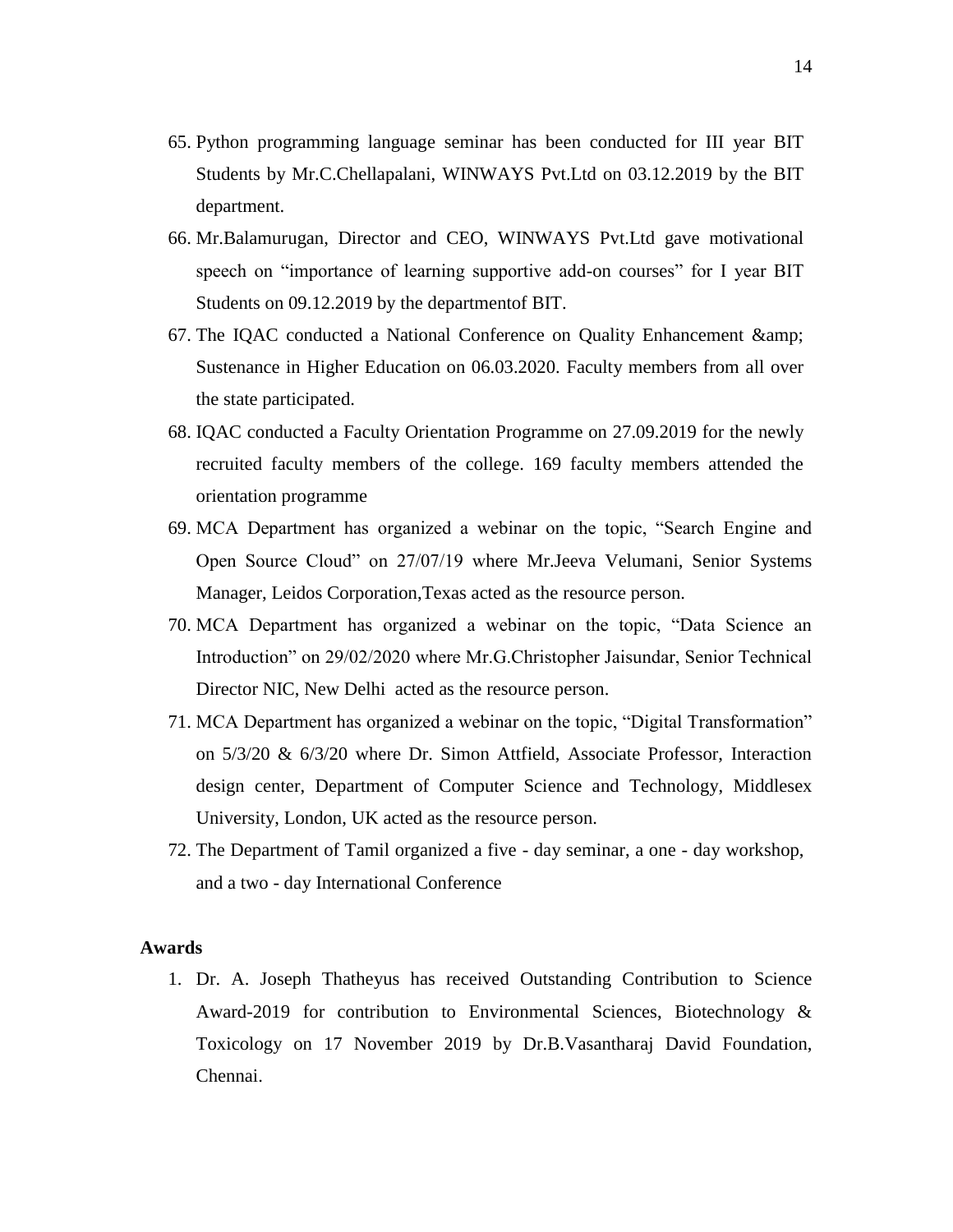65. Python programming language seminar has been conducted for III year BIT Students by Mr.C.Chellapalani, WINWAYS Pvt.Ltd on 03.12.2019 by the BIT department.
66. Mr.Balamurugan, Director and CEO, WINWAYS Pvt.Ltd gave motivational speech on "importance of learning supportive add-on courses" for I year BIT Students on 09.12.2019 by the departmentof BIT.
67. The IQAC conducted a National Conference on Quality Enhancement &amp; Sustenance in Higher Education on 06.03.2020. Faculty members from all over the state participated.
68. IQAC conducted a Faculty Orientation Programme on 27.09.2019 for the newly recruited faculty members of the college. 169 faculty members attended the orientation programme
69. MCA Department has organized a webinar on the topic, "Search Engine and Open Source Cloud" on 27/07/19 where Mr.Jeeva Velumani, Senior Systems Manager, Leidos Corporation,Texas acted as the resource person.
70. MCA Department has organized a webinar on the topic, "Data Science an Introduction" on 29/02/2020 where Mr.G.Christopher Jaisundar, Senior Technical Director NIC, New Delhi acted as the resource person.
71. MCA Department has organized a webinar on the topic, "Digital Transformation" on 5/3/20 & 6/3/20 where Dr. Simon Attfield, Associate Professor, Interaction design center, Department of Computer Science and Technology, Middlesex University, London, UK acted as the resource person.
72. The Department of Tamil organized a five - day seminar, a one - day workshop, and a two - day International Conference

**Awards**

1. Dr. A. Joseph Thatheyus has received Outstanding Contribution to Science Award-2019 for contribution to Environmental Sciences, Biotechnology & Toxicology on 17 November 2019 by Dr.B.Vasantharaj David Foundation, Chennai.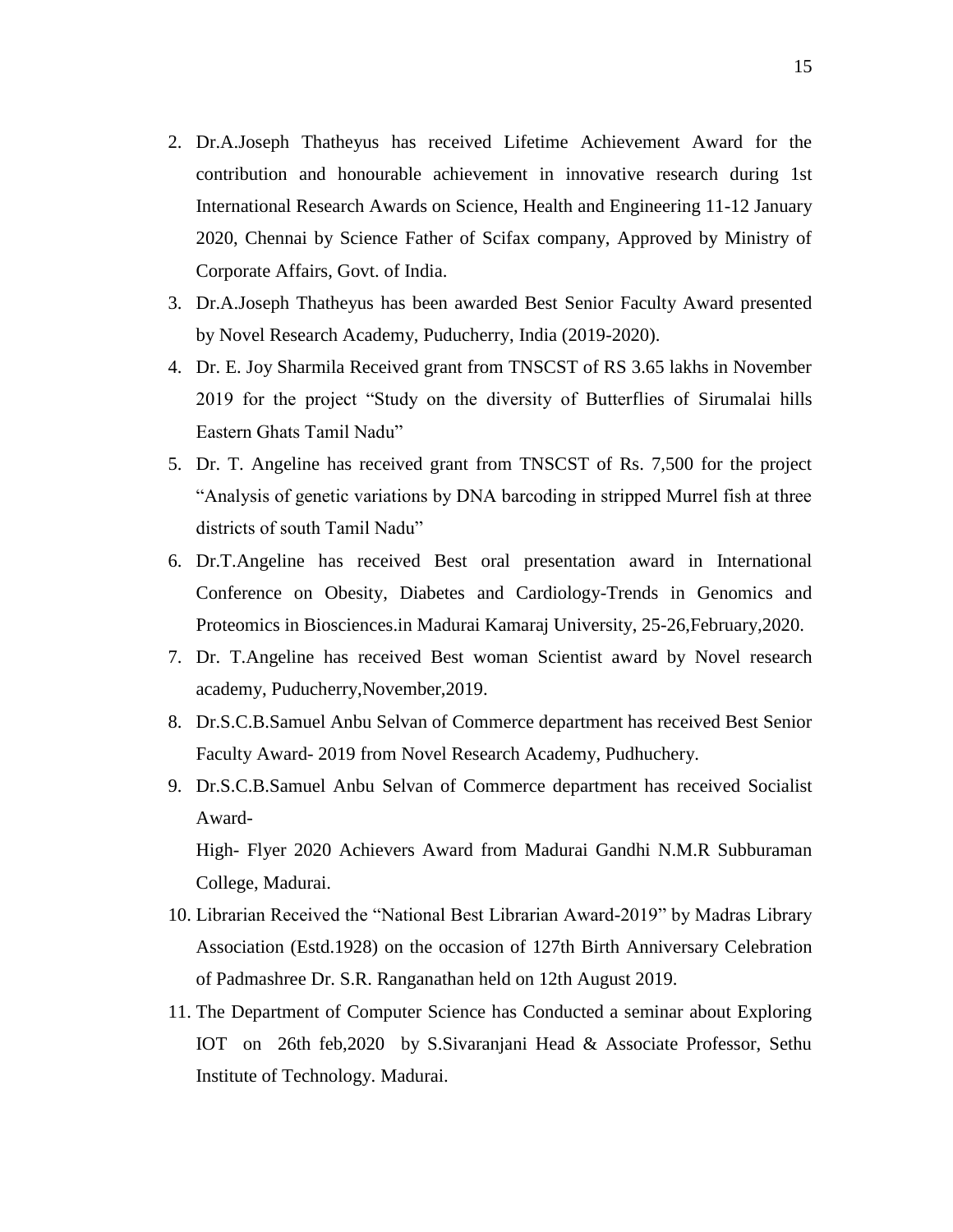2. Dr.A.Joseph Thatheyus has received Lifetime Achievement Award for the contribution and honourable achievement in innovative research during 1st International Research Awards on Science, Health and Engineering 11-12 January 2020, Chennai by Science Father of Scifax company, Approved by Ministry of Corporate Affairs, Govt. of India.
3. Dr.A.Joseph Thatheyus has been awarded Best Senior Faculty Award presented by Novel Research Academy, Puducherry, India (2019-2020).
4. Dr. E. Joy Sharmila Received grant from TNSCST of RS 3.65 lakhs in November 2019 for the project "Study on the diversity of Butterflies of Sirumalai hills Eastern Ghats Tamil Nadu"
5. Dr. T. Angeline has received grant from TNSCST of Rs. 7,500 for the project "Analysis of genetic variations by DNA barcoding in stripped Murrel fish at three districts of south Tamil Nadu"
6. Dr.T.Angeline has received Best oral presentation award in International Conference on Obesity, Diabetes and Cardiology-Trends in Genomics and Proteomics in Biosciences.in Madurai Kamaraj University, 25-26,February,2020.
7. Dr. T.Angeline has received Best woman Scientist award by Novel research academy, Puducherry,November,2019.
8. Dr.S.C.B.Samuel Anbu Selvan of Commerce department has received Best Senior Faculty Award- 2019 from Novel Research Academy, Pudhuchery.
9. Dr.S.C.B.Samuel Anbu Selvan of Commerce department has received Socialist Award-

   High- Flyer 2020 Achievers Award from Madurai Gandhi N.M.R Subburaman College, Madurai.
10. Librarian Received the "National Best Librarian Award-2019" by Madras Library Association (Estd.1928) on the occasion of 127th Birth Anniversary Celebration of Padmashree Dr. S.R. Ranganathan held on 12th August 2019.
11. The Department of Computer Science has Conducted a seminar about Exploring IOT on 26th feb,2020 by S.Sivaranjani Head & Associate Professor, Sethu Institute of Technology. Madurai.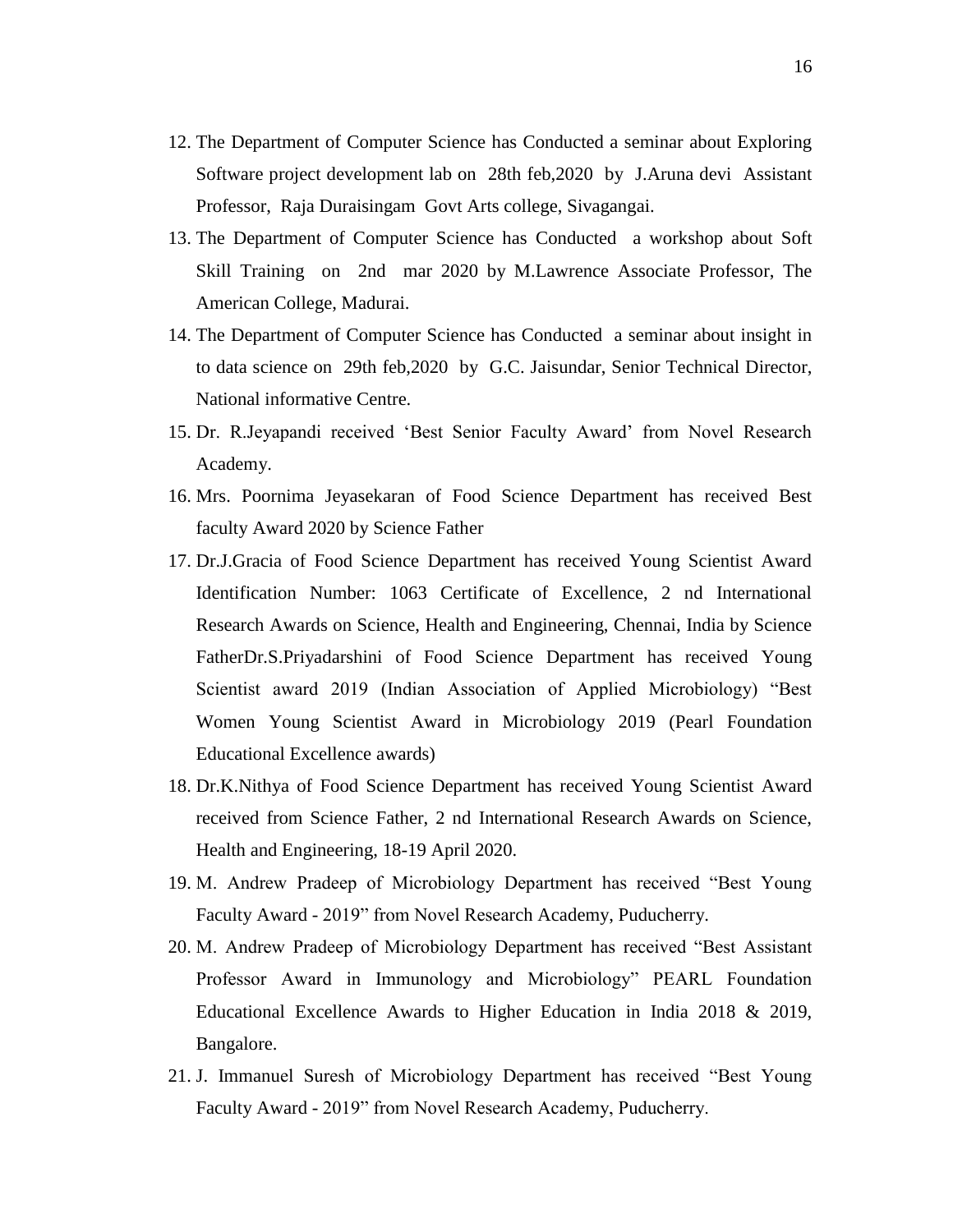12. The Department of Computer Science has Conducted a seminar about Exploring Software project development lab on 28th feb,2020 by J.Aruna devi Assistant Professor, Raja Duraisingam Govt Arts college, Sivagangai.
13. The Department of Computer Science has Conducted a workshop about Soft Skill Training on 2nd mar 2020 by M.Lawrence Associate Professor, The American College, Madurai.
14. The Department of Computer Science has Conducted a seminar about insight in to data science on 29th feb,2020 by G.C. Jaisundar, Senior Technical Director, National informative Centre.
15. Dr. R.Jeyapandi received 'Best Senior Faculty Award' from Novel Research Academy.
16. Mrs. Poornima Jeyasekaran of Food Science Department has received Best faculty Award 2020 by Science Father
17. Dr.J.Gracia of Food Science Department has received Young Scientist Award Identification Number: 1063 Certificate of Excellence, 2 nd International Research Awards on Science, Health and Engineering, Chennai, India by Science FatherDr.S.Priyadarshini of Food Science Department has received Young Scientist award 2019 (Indian Association of Applied Microbiology) "Best Women Young Scientist Award in Microbiology 2019 (Pearl Foundation Educational Excellence awards)
18. Dr.K.Nithya of Food Science Department has received Young Scientist Award received from Science Father, 2 nd International Research Awards on Science, Health and Engineering, 18-19 April 2020.
19. M. Andrew Pradeep of Microbiology Department has received "Best Young Faculty Award - 2019" from Novel Research Academy, Puducherry.
20. M. Andrew Pradeep of Microbiology Department has received "Best Assistant Professor Award in Immunology and Microbiology" PEARL Foundation Educational Excellence Awards to Higher Education in India 2018 & 2019, Bangalore.
21. J. Immanuel Suresh of Microbiology Department has received "Best Young Faculty Award - 2019" from Novel Research Academy, Puducherry.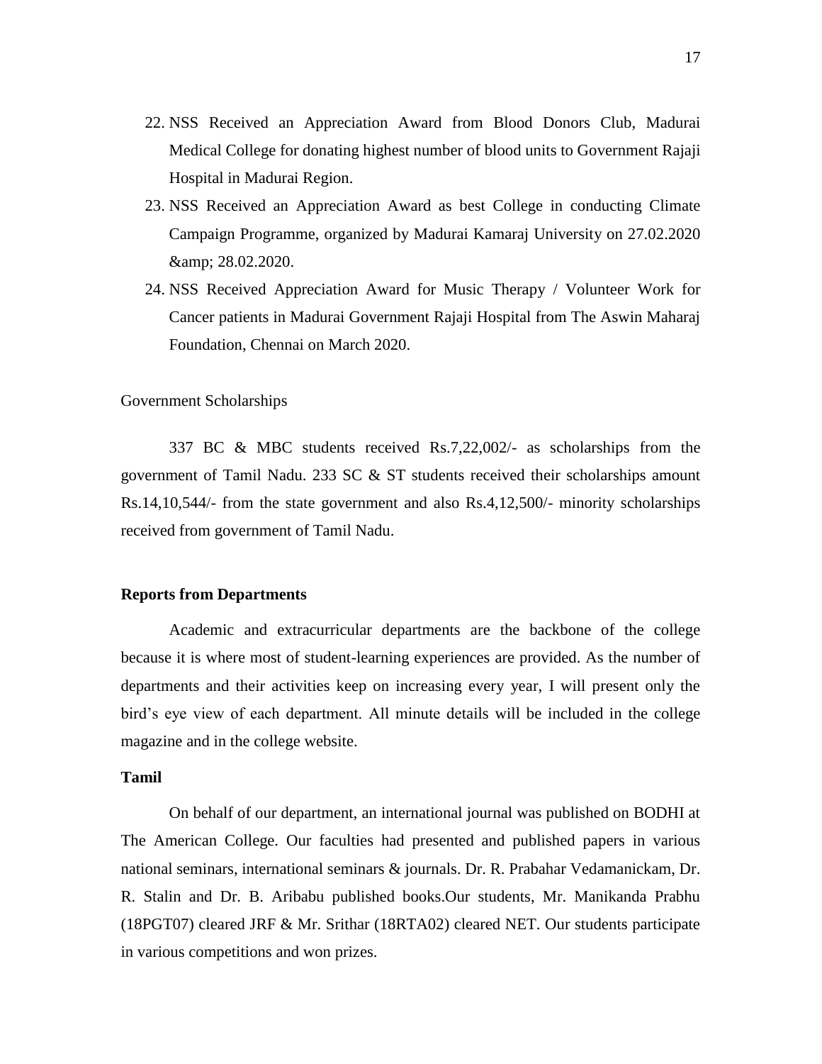22. NSS Received an Appreciation Award from Blood Donors Club, Madurai Medical College for donating highest number of blood units to Government Rajaji Hospital in Madurai Region.
23. NSS Received an Appreciation Award as best College in conducting Climate Campaign Programme, organized by Madurai Kamaraj University on 27.02.2020 &amp; 28.02.2020.
24. NSS Received Appreciation Award for Music Therapy / Volunteer Work for Cancer patients in Madurai Government Rajaji Hospital from The Aswin Maharaj Foundation, Chennai on March 2020.

Government Scholarships

337 BC & MBC students received Rs.7,22,002/- as scholarships from the government of Tamil Nadu. 233 SC & ST students received their scholarships amount Rs.14,10,544/- from the state government and also Rs.4,12,500/- minority scholarships received from government of Tamil Nadu.

**Reports from Departments**

Academic and extracurricular departments are the backbone of the college because it is where most of student-learning experiences are provided. As the number of departments and their activities keep on increasing every year, I will present only the bird's eye view of each department. All minute details will be included in the college magazine and in the college website.

**Tamil**

On behalf of our department, an international journal was published on BODHI at The American College. Our faculties had presented and published papers in various national seminars, international seminars & journals. Dr. R. Prabahar Vedamanickam, Dr. R. Stalin and Dr. B. Aribabu published books.Our students, Mr. Manikanda Prabhu (18PGT07) cleared JRF & Mr. Srithar (18RTA02) cleared NET. Our students participate in various competitions and won prizes.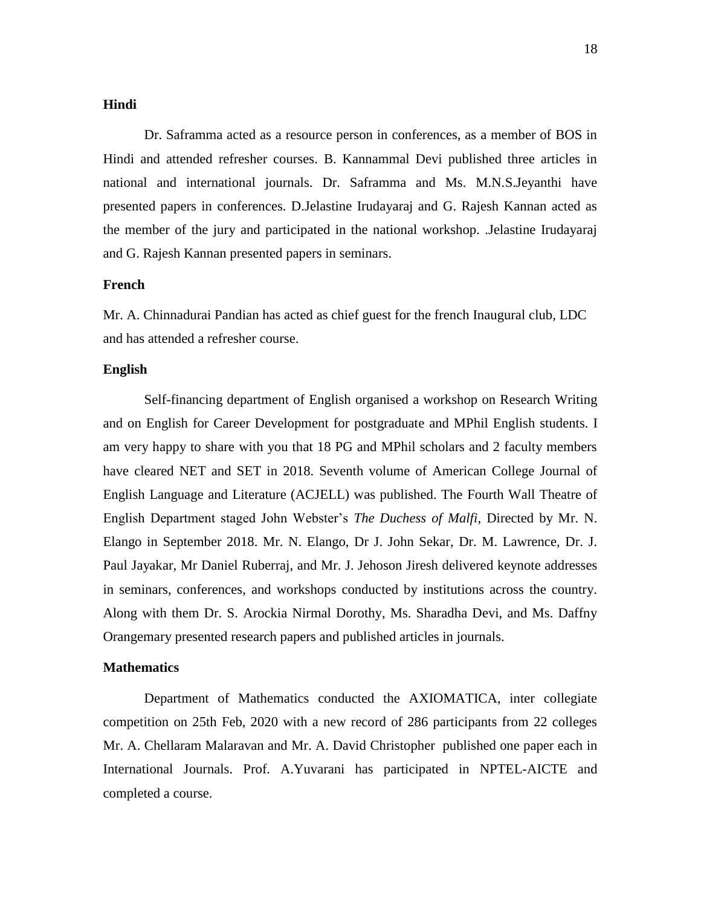**Hindi**

Dr. Saframma acted as a resource person in conferences, as a member of BOS in Hindi and attended refresher courses. B. Kannammal Devi published three articles in national and international journals. Dr. Saframma and Ms. M.N.S.Jeyanthi have presented papers in conferences. D.Jelastine Irudayaraj and G. Rajesh Kannan acted as the member of the jury and participated in the national workshop. .Jelastine Irudayaraj and G. Rajesh Kannan presented papers in seminars.

**French**

Mr. A. Chinnadurai Pandian has acted as chief guest for the french Inaugural club, LDC and has attended a refresher course.

**English**

Self-financing department of English organised a workshop on Research Writing and on English for Career Development for postgraduate and MPhil English students. I am very happy to share with you that 18 PG and MPhil scholars and 2 faculty members have cleared NET and SET in 2018. Seventh volume of American College Journal of English Language and Literature (ACJELL) was published. The Fourth Wall Theatre of English Department staged John Webster's *The Duchess of Malfi*, Directed by Mr. N. Elango in September 2018. Mr. N. Elango, Dr J. John Sekar, Dr. M. Lawrence, Dr. J. Paul Jayakar, Mr Daniel Ruberraj, and Mr. J. Jehoson Jiresh delivered keynote addresses in seminars, conferences, and workshops conducted by institutions across the country. Along with them Dr. S. Arockia Nirmal Dorothy, Ms. Sharadha Devi, and Ms. Daffny Orangemary presented research papers and published articles in journals.

**Mathematics**

Department of Mathematics conducted the AXIOMATICA, inter collegiate competition on 25th Feb, 2020 with a new record of 286 participants from 22 colleges Mr. A. Chellaram Malaravan and Mr. A. David Christopher published one paper each in International Journals. Prof. A.Yuvarani has participated in NPTEL-AICTE and completed a course.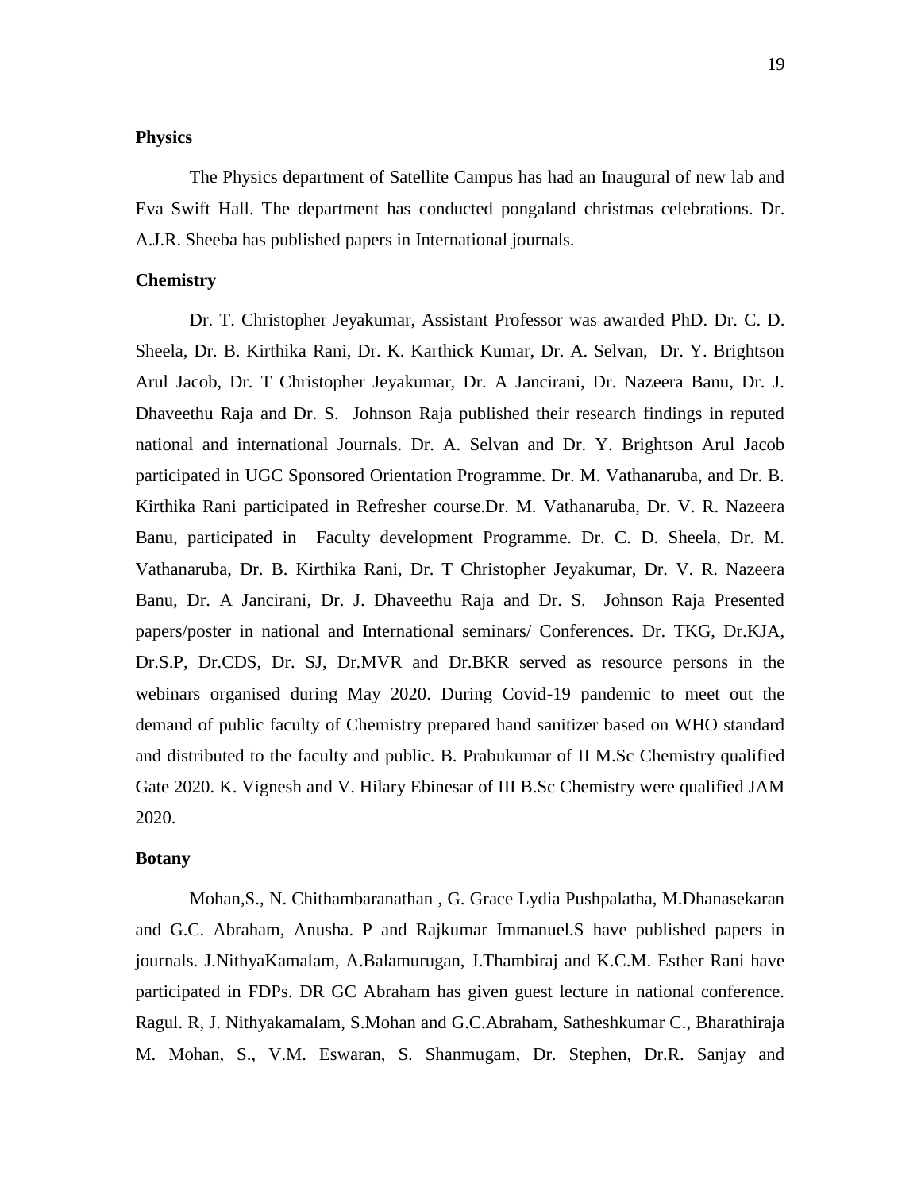**Physics**

The Physics department of Satellite Campus has had an Inaugural of new lab and Eva Swift Hall. The department has conducted pongaland christmas celebrations. Dr. A.J.R. Sheeba has published papers in International journals.

**Chemistry**

Dr. T. Christopher Jeyakumar, Assistant Professor was awarded PhD. Dr. C. D. Sheela, Dr. B. Kirthika Rani, Dr. K. Karthick Kumar, Dr. A. Selvan, Dr. Y. Brightson Arul Jacob, Dr. T Christopher Jeyakumar, Dr. A Jancirani, Dr. Nazeera Banu, Dr. J. Dhaveethu Raja and Dr. S. Johnson Raja published their research findings in reputed national and international Journals. Dr. A. Selvan and Dr. Y. Brightson Arul Jacob participated in UGC Sponsored Orientation Programme. Dr. M. Vathanaruba, and Dr. B. Kirthika Rani participated in Refresher course.Dr. M. Vathanaruba, Dr. V. R. Nazeera Banu, participated in Faculty development Programme. Dr. C. D. Sheela, Dr. M. Vathanaruba, Dr. B. Kirthika Rani, Dr. T Christopher Jeyakumar, Dr. V. R. Nazeera Banu, Dr. A Jancirani, Dr. J. Dhaveethu Raja and Dr. S. Johnson Raja Presented papers/poster in national and International seminars/ Conferences. Dr. TKG, Dr.KJA, Dr.S.P, Dr.CDS, Dr. SJ, Dr.MVR and Dr.BKR served as resource persons in the webinars organised during May 2020. During Covid-19 pandemic to meet out the demand of public faculty of Chemistry prepared hand sanitizer based on WHO standard and distributed to the faculty and public. B. Prabukumar of II M.Sc Chemistry qualified Gate 2020. K. Vignesh and V. Hilary Ebinesar of III B.Sc Chemistry were qualified JAM 2020.

**Botany**

Mohan,S., N. Chithambaranathan , G. Grace Lydia Pushpalatha, M.Dhanasekaran and G.C. Abraham, Anusha. P and Rajkumar Immanuel.S have published papers in journals. J.NithyaKamalam, A.Balamurugan, J.Thambiraj and K.C.M. Esther Rani have participated in FDPs. DR GC Abraham has given guest lecture in national conference. Ragul. R, J. Nithyakamalam, S.Mohan and G.C.Abraham, Satheshkumar C., Bharathiraja M. Mohan, S., V.M. Eswaran, S. Shanmugam, Dr. Stephen, Dr.R. Sanjay and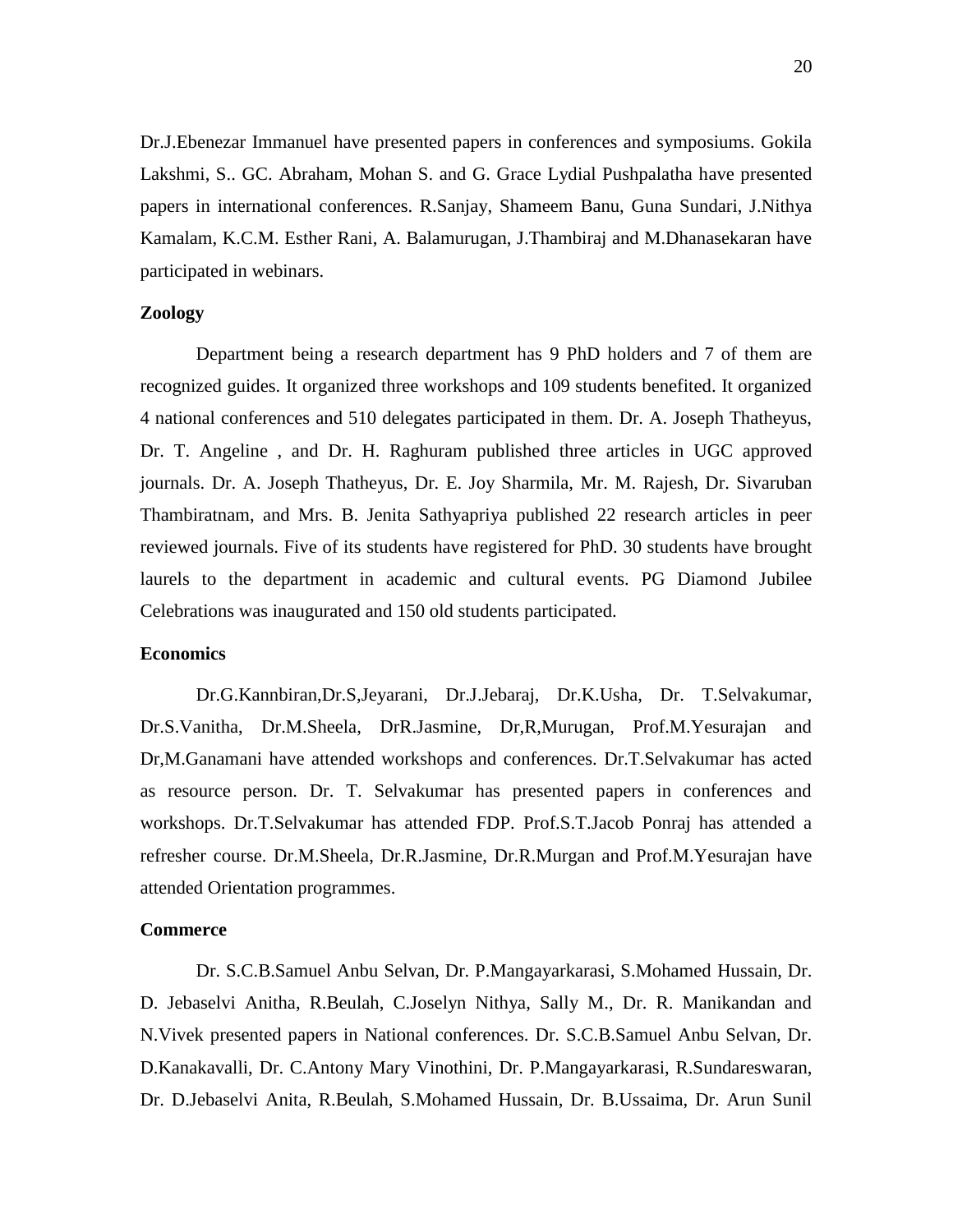Dr.J.Ebenezar Immanuel have presented papers in conferences and symposiums. Gokila Lakshmi, S.. GC. Abraham, Mohan S. and G. Grace Lydial Pushpalatha have presented papers in international conferences. R.Sanjay, Shameem Banu, Guna Sundari, J.Nithya Kamalam, K.C.M. Esther Rani, A. Balamurugan, J.Thambiraj and M.Dhanasekaran have participated in webinars.

**Zoology**

Department being a research department has 9 PhD holders and 7 of them are recognized guides. It organized three workshops and 109 students benefited. It organized 4 national conferences and 510 delegates participated in them. Dr. A. Joseph Thatheyus, Dr. T. Angeline , and Dr. H. Raghuram published three articles in UGC approved journals. Dr. A. Joseph Thatheyus, Dr. E. Joy Sharmila, Mr. M. Rajesh, Dr. Sivaruban Thambiratnam, and Mrs. B. Jenita Sathyapriya published 22 research articles in peer reviewed journals. Five of its students have registered for PhD. 30 students have brought laurels to the department in academic and cultural events. PG Diamond Jubilee Celebrations was inaugurated and 150 old students participated.

**Economics**

Dr.G.Kannbiran,Dr.S,Jeyarani, Dr.J.Jebaraj, Dr.K.Usha, Dr. T.Selvakumar, Dr.S.Vanitha, Dr.M.Sheela, DrR.Jasmine, Dr,R,Murugan, Prof.M.Yesurajan and Dr,M.Ganamani have attended workshops and conferences. Dr.T.Selvakumar has acted as resource person. Dr. T. Selvakumar has presented papers in conferences and workshops. Dr.T.Selvakumar has attended FDP. Prof.S.T.Jacob Ponraj has attended a refresher course. Dr.M.Sheela, Dr.R.Jasmine, Dr.R.Murgan and Prof.M.Yesurajan have attended Orientation programmes.

**Commerce**

Dr. S.C.B.Samuel Anbu Selvan, Dr. P.Mangayarkarasi, S.Mohamed Hussain, Dr. D. Jebaselvi Anitha, R.Beulah, C.Joselyn Nithya, Sally M., Dr. R. Manikandan and N.Vivek presented papers in National conferences. Dr. S.C.B.Samuel Anbu Selvan, Dr. D.Kanakavalli, Dr. C.Antony Mary Vinothini, Dr. P.Mangayarkarasi, R.Sundareswaran, Dr. D.Jebaselvi Anita, R.Beulah, S.Mohamed Hussain, Dr. B.Ussaima, Dr. Arun Sunil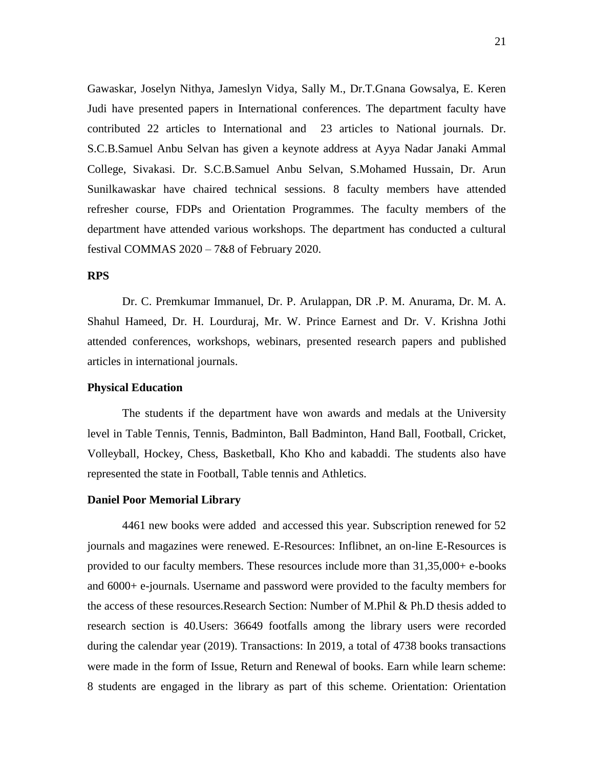Gawaskar, Joselyn Nithya, Jameslyn Vidya, Sally M., Dr.T.Gnana Gowsalya, E. Keren Judi have presented papers in International conferences. The department faculty have contributed 22 articles to International and 23 articles to National journals. Dr. S.C.B.Samuel Anbu Selvan has given a keynote address at Ayya Nadar Janaki Ammal College, Sivakasi. Dr. S.C.B.Samuel Anbu Selvan, S.Mohamed Hussain, Dr. Arun Sunilkawaskar have chaired technical sessions. 8 faculty members have attended refresher course, FDPs and Orientation Programmes. The faculty members of the department have attended various workshops. The department has conducted a cultural festival COMMAS 2020 – 7&8 of February 2020.

**RPS**

Dr. C. Premkumar Immanuel, Dr. P. Arulappan, DR .P. M. Anurama, Dr. M. A. Shahul Hameed, Dr. H. Lourduraj, Mr. W. Prince Earnest and Dr. V. Krishna Jothi attended conferences, workshops, webinars, presented research papers and published articles in international journals.

**Physical Education**

The students if the department have won awards and medals at the University level in Table Tennis, Tennis, Badminton, Ball Badminton, Hand Ball, Football, Cricket, Volleyball, Hockey, Chess, Basketball, Kho Kho and kabaddi. The students also have represented the state in Football, Table tennis and Athletics.

**Daniel Poor Memorial Library**

4461 new books were added and accessed this year. Subscription renewed for 52 journals and magazines were renewed. E-Resources: Inflibnet, an on-line E-Resources is provided to our faculty members. These resources include more than 31,35,000+ e-books and 6000+ e-journals. Username and password were provided to the faculty members for the access of these resources.Research Section: Number of M.Phil & Ph.D thesis added to research section is 40.Users: 36649 footfalls among the library users were recorded during the calendar year (2019). Transactions: In 2019, a total of 4738 books transactions were made in the form of Issue, Return and Renewal of books. Earn while learn scheme: 8 students are engaged in the library as part of this scheme. Orientation: Orientation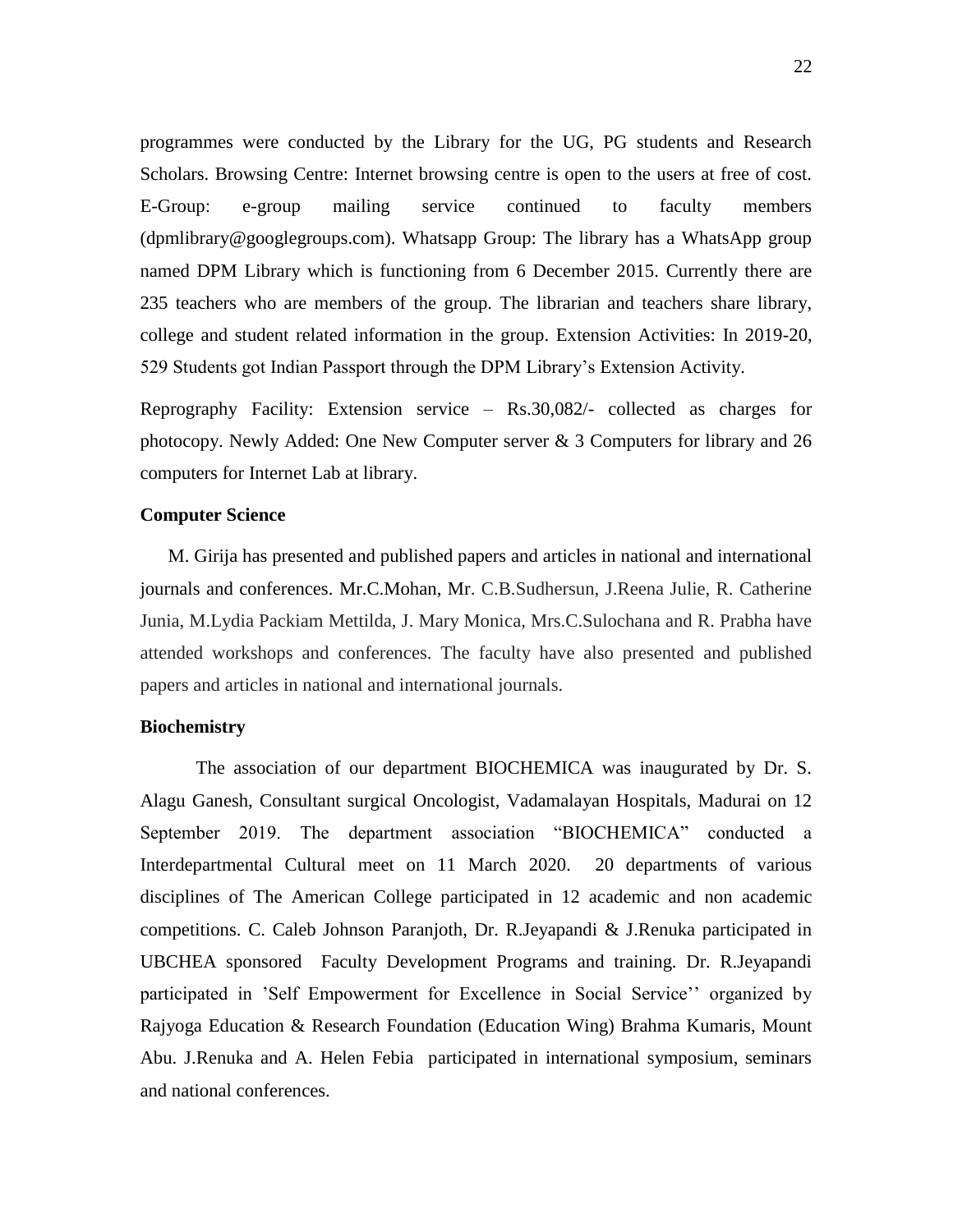programmes were conducted by the Library for the UG, PG students and Research Scholars. Browsing Centre: Internet browsing centre is open to the users at free of cost. E-Group: e-group mailing service continued to faculty members (dpmlibrary@googlegroups.com). Whatsapp Group: The library has a WhatsApp group named DPM Library which is functioning from 6 December 2015. Currently there are 235 teachers who are members of the group. The librarian and teachers share library, college and student related information in the group. Extension Activities: In 2019-20, 529 Students got Indian Passport through the DPM Library's Extension Activity.

Reprography Facility: Extension service – Rs.30,082/- collected as charges for photocopy. Newly Added: One New Computer server & 3 Computers for library and 26 computers for Internet Lab at library.

**Computer Science**

M. Girija has presented and published papers and articles in national and international journals and conferences. Mr.C.Mohan, Mr. C.B.Sudhersun, J.Reena Julie, R. Catherine Junia, M.Lydia Packiam Mettilda, J. Mary Monica, Mrs.C.Sulochana and R. Prabha have attended workshops and conferences. The faculty have also presented and published papers and articles in national and international journals.

**Biochemistry**

The association of our department BIOCHEMICA was inaugurated by Dr. S. Alagu Ganesh, Consultant surgical Oncologist, Vadamalayan Hospitals, Madurai on 12 September 2019. The department association "BIOCHEMICA" conducted a Interdepartmental Cultural meet on 11 March 2020. 20 departments of various disciplines of The American College participated in 12 academic and non academic competitions. C. Caleb Johnson Paranjoth, Dr. R.Jeyapandi & J.Renuka participated in UBCHEA sponsored Faculty Development Programs and training. Dr. R.Jeyapandi participated in 'Self Empowerment for Excellence in Social Service'' organized by Rajyoga Education & Research Foundation (Education Wing) Brahma Kumaris, Mount Abu. J.Renuka and A. Helen Febia participated in international symposium, seminars and national conferences.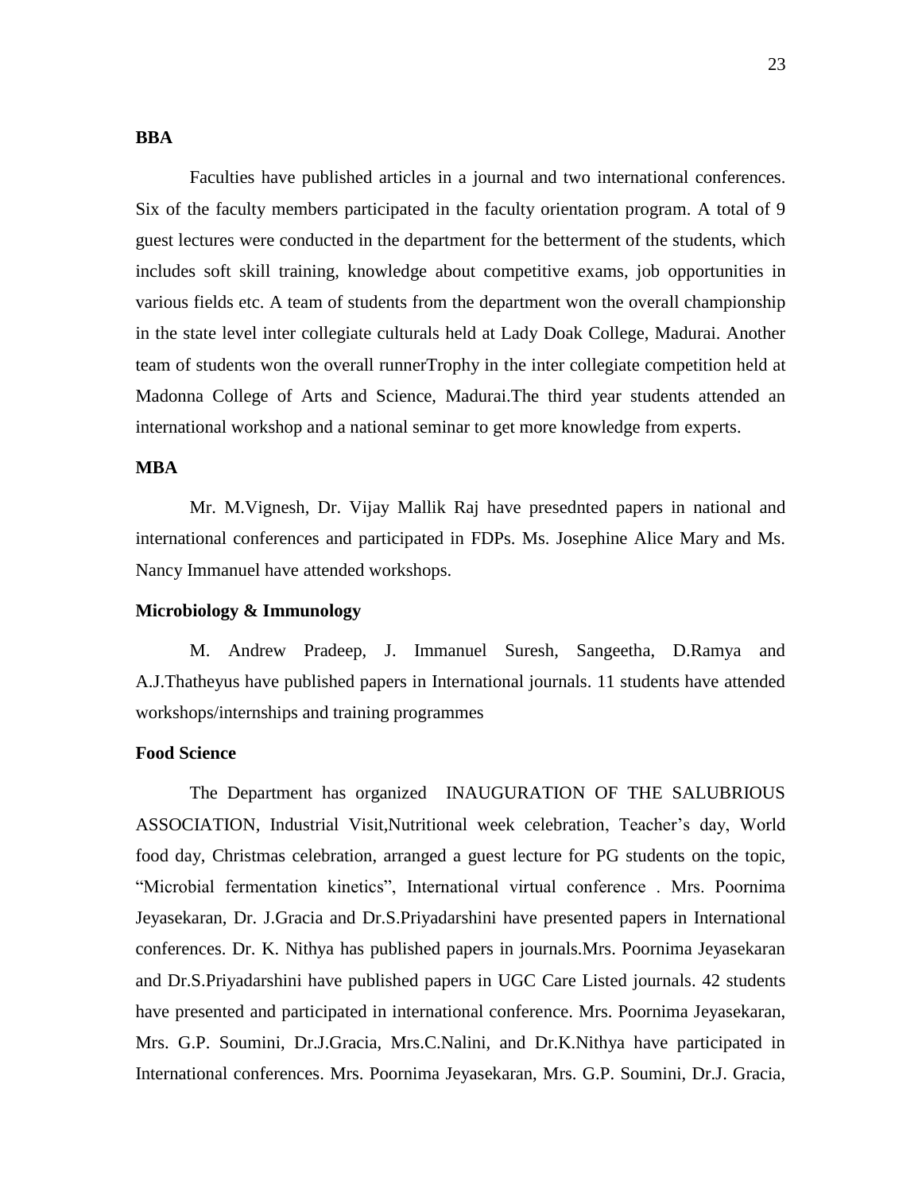**BBA**

Faculties have published articles in a journal and two international conferences. Six of the faculty members participated in the faculty orientation program. A total of 9 guest lectures were conducted in the department for the betterment of the students, which includes soft skill training, knowledge about competitive exams, job opportunities in various fields etc. A team of students from the department won the overall championship in the state level inter collegiate culturals held at Lady Doak College, Madurai. Another team of students won the overall runnerTrophy in the inter collegiate competition held at Madonna College of Arts and Science, Madurai.The third year students attended an international workshop and a national seminar to get more knowledge from experts.

**MBA**

Mr. M.Vignesh, Dr. Vijay Mallik Raj have presednted papers in national and international conferences and participated in FDPs. Ms. Josephine Alice Mary and Ms. Nancy Immanuel have attended workshops.

**Microbiology & Immunology**

M. Andrew Pradeep, J. Immanuel Suresh, Sangeetha, D.Ramya and A.J.Thatheyus have published papers in International journals. 11 students have attended workshops/internships and training programmes

**Food Science**

The Department has organized INAUGURATION OF THE SALUBRIOUS ASSOCIATION, Industrial Visit,Nutritional week celebration, Teacher's day, World food day, Christmas celebration, arranged a guest lecture for PG students on the topic, "Microbial fermentation kinetics", International virtual conference . Mrs. Poornima Jeyasekaran, Dr. J.Gracia and Dr.S.Priyadarshini have presented papers in International conferences. Dr. K. Nithya has published papers in journals.Mrs. Poornima Jeyasekaran and Dr.S.Priyadarshini have published papers in UGC Care Listed journals. 42 students have presented and participated in international conference. Mrs. Poornima Jeyasekaran, Mrs. G.P. Soumini, Dr.J.Gracia, Mrs.C.Nalini, and Dr.K.Nithya have participated in International conferences. Mrs. Poornima Jeyasekaran, Mrs. G.P. Soumini, Dr.J. Gracia,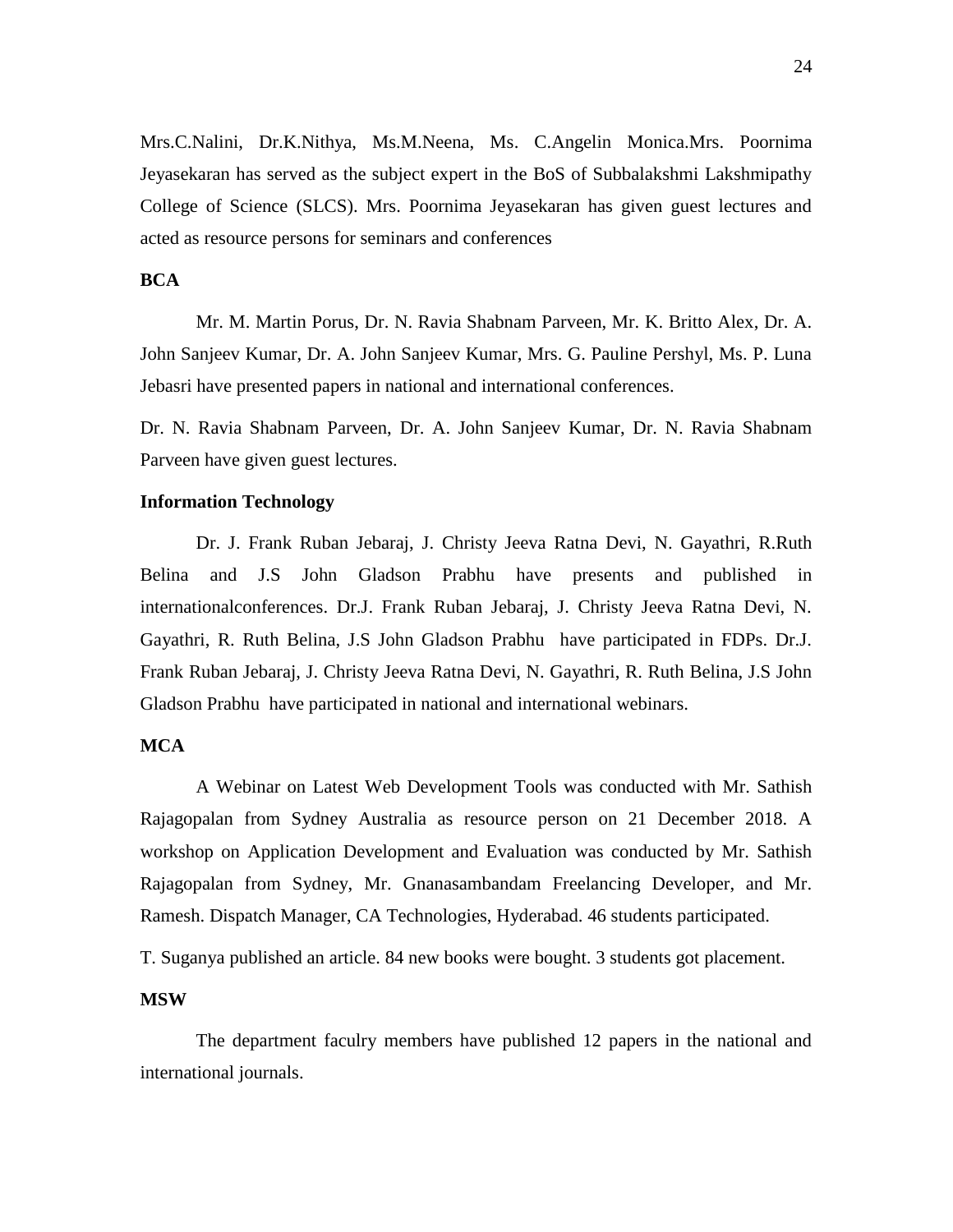Mrs.C.Nalini, Dr.K.Nithya, Ms.M.Neena, Ms. C.Angelin Monica.Mrs. Poornima Jeyasekaran has served as the subject expert in the BoS of Subbalakshmi Lakshmipathy College of Science (SLCS). Mrs. Poornima Jeyasekaran has given guest lectures and acted as resource persons for seminars and conferences

**BCA**

Mr. M. Martin Porus, Dr. N. Ravia Shabnam Parveen, Mr. K. Britto Alex, Dr. A. John Sanjeev Kumar, Dr. A. John Sanjeev Kumar, Mrs. G. Pauline Pershyl, Ms. P. Luna Jebasri have presented papers in national and international conferences.

Dr. N. Ravia Shabnam Parveen, Dr. A. John Sanjeev Kumar, Dr. N. Ravia Shabnam Parveen have given guest lectures.

**Information Technology**

Dr. J. Frank Ruban Jebaraj, J. Christy Jeeva Ratna Devi, N. Gayathri, R.Ruth Belina and J.S John Gladson Prabhu have presents and published in internationalconferences. Dr.J. Frank Ruban Jebaraj, J. Christy Jeeva Ratna Devi, N. Gayathri, R. Ruth Belina, J.S John Gladson Prabhu have participated in FDPs. Dr.J. Frank Ruban Jebaraj, J. Christy Jeeva Ratna Devi, N. Gayathri, R. Ruth Belina, J.S John Gladson Prabhu have participated in national and international webinars.

**MCA**

A Webinar on Latest Web Development Tools was conducted with Mr. Sathish Rajagopalan from Sydney Australia as resource person on 21 December 2018. A workshop on Application Development and Evaluation was conducted by Mr. Sathish Rajagopalan from Sydney, Mr. Gnanasambandam Freelancing Developer, and Mr. Ramesh. Dispatch Manager, CA Technologies, Hyderabad. 46 students participated.

T. Suganya published an article. 84 new books were bought. 3 students got placement.

**MSW**

The department faculry members have published 12 papers in the national and international journals.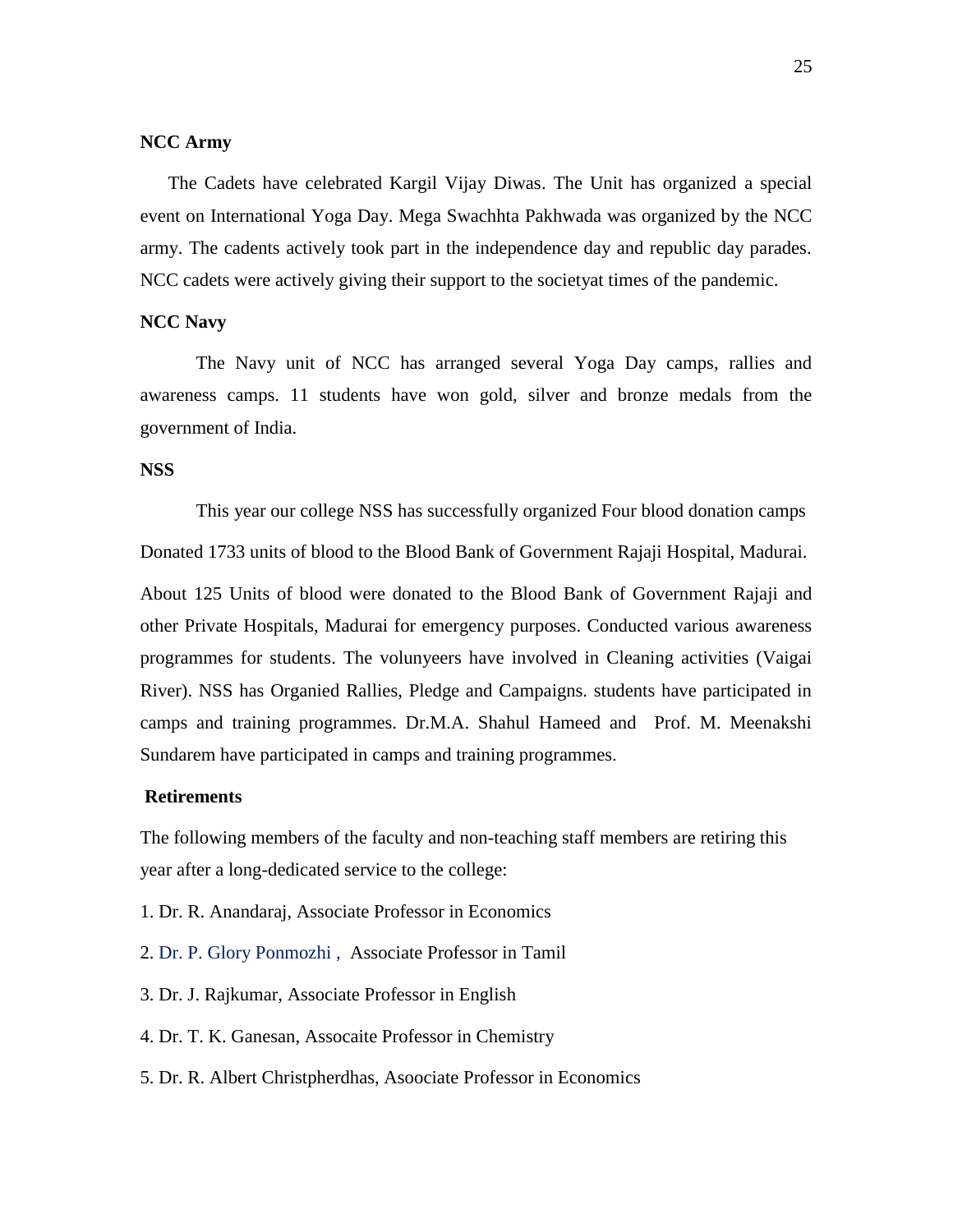**NCC Army**

The Cadets have celebrated Kargil Vijay Diwas. The Unit has organized a special event on International Yoga Day. Mega Swachhta Pakhwada was organized by the NCC army. The cadents actively took part in the independence day and republic day parades. NCC cadets were actively giving their support to the societyat times of the pandemic.

**NCC Navy**

The Navy unit of NCC has arranged several Yoga Day camps, rallies and awareness camps. 11 students have won gold, silver and bronze medals from the government of India.

**NSS**

This year our college NSS has successfully organized Four blood donation camps

Donated 1733 units of blood to the Blood Bank of Government Rajaji Hospital, Madurai.

About 125 Units of blood were donated to the Blood Bank of Government Rajaji and other Private Hospitals, Madurai for emergency purposes. Conducted various awareness programmes for students. The volunyeers have involved in Cleaning activities (Vaigai River). NSS has Organied Rallies, Pledge and Campaigns. students have participated in camps and training programmes. Dr.M.A. Shahul Hameed and Prof. M. Meenakshi Sundarem have participated in camps and training programmes.

**Retirements**

The following members of the faculty and non-teaching staff members are retiring this year after a long-dedicated service to the college:

1. Dr. R. Anandaraj, Associate Professor in Economics
2. Dr. P. Glory Ponmozhi , Associate Professor in Tamil
3. Dr. J. Rajkumar, Associate Professor in English
4. Dr. T. K. Ganesan, Assocaite Professor in Chemistry
5. Dr. R. Albert Christpherdhas, Asoociate Professor in Economics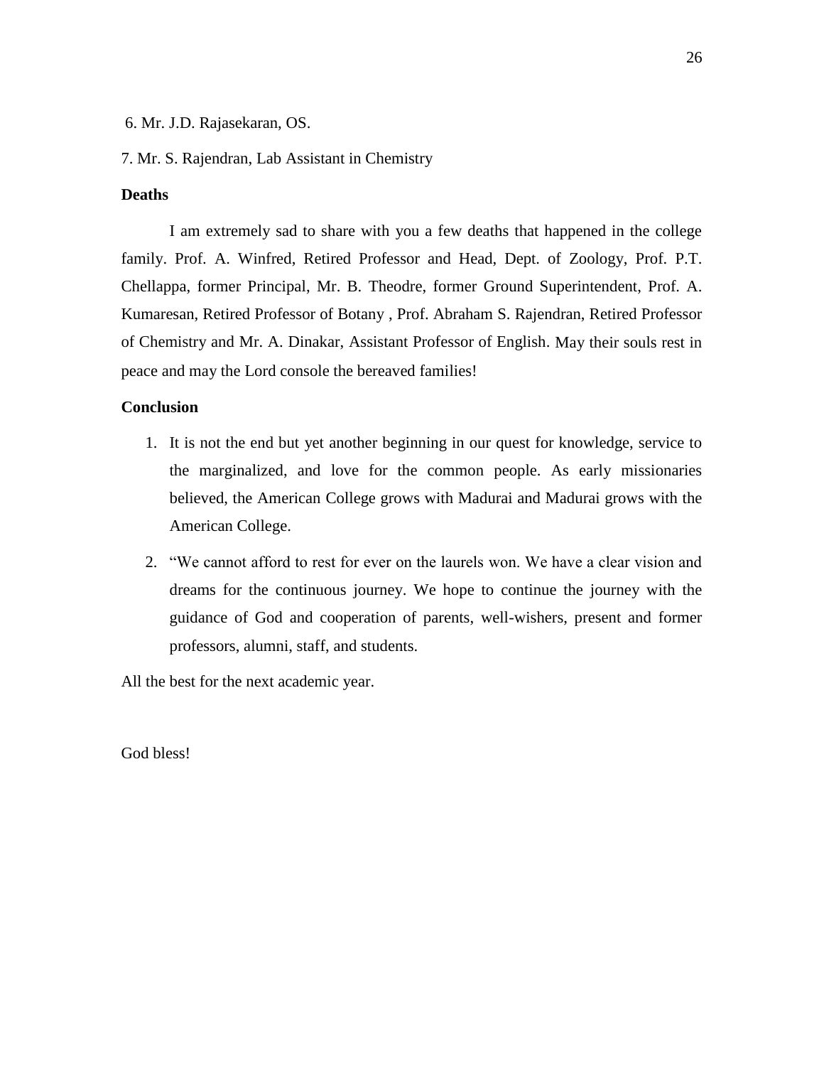6. Mr. J.D. Rajasekaran, OS.

7. Mr. S. Rajendran, Lab Assistant in Chemistry

**Deaths**

I am extremely sad to share with you a few deaths that happened in the college family. Prof. A. Winfred, Retired Professor and Head, Dept. of Zoology, Prof. P.T. Chellappa, former Principal, Mr. B. Theodre, former Ground Superintendent, Prof. A. Kumaresan, Retired Professor of Botany , Prof. Abraham S. Rajendran, Retired Professor of Chemistry and Mr. A. Dinakar, Assistant Professor of English. May their souls rest in peace and may the Lord console the bereaved families!

**Conclusion**

1. It is not the end but yet another beginning in our quest for knowledge, service to the marginalized, and love for the common people. As early missionaries believed, the American College grows with Madurai and Madurai grows with the American College.
2. "We cannot afford to rest for ever on the laurels won. We have a clear vision and dreams for the continuous journey. We hope to continue the journey with the guidance of God and cooperation of parents, well-wishers, present and former professors, alumni, staff, and students.

All the best for the next academic year.

God bless!